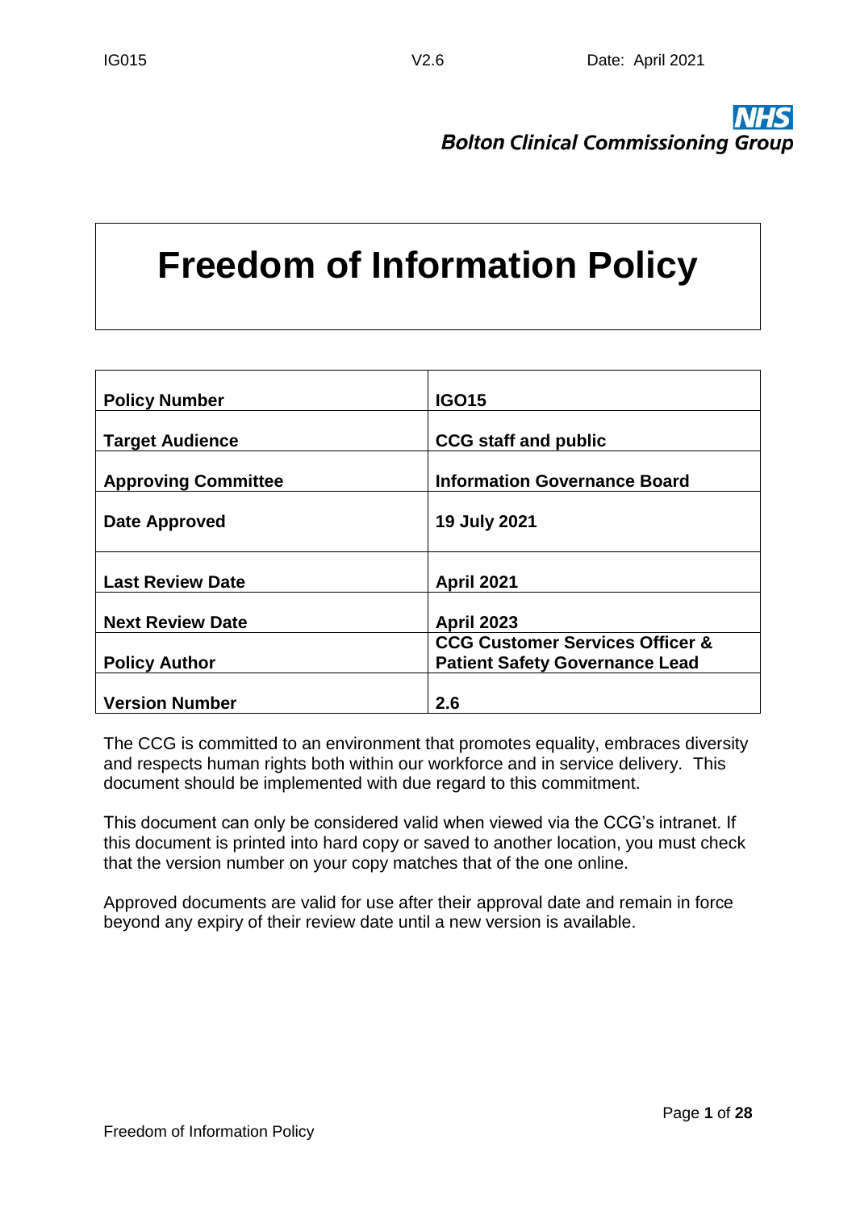NHS
**Bolton Clinical Commissioning Group**

# Freedom of Information Policy

| | |
|---|---|
| **Policy Number** | **IGO15** |
| **Target Audience** | **CCG staff and public** |
| **Approving Committee** | **Information Governance Board** |
| **Date Approved** | **19 July 2021** |
| **Last Review Date** | **April 2021** |
| **Next Review Date** | **April 2023** |
| **Policy Author** | **CCG Customer Services Officer & Patient Safety Governance Lead** |
| **Version Number** | **2.6** |

The CCG is committed to an environment that promotes equality, embraces diversity and respects human rights both within our workforce and in service delivery. This document should be implemented with due regard to this commitment.

This document can only be considered valid when viewed via the CCG's intranet. If this document is printed into hard copy or saved to another location, you must check that the version number on your copy matches that of the one online.

Approved documents are valid for use after their approval date and remain in force beyond any expiry of their review date until a new version is available.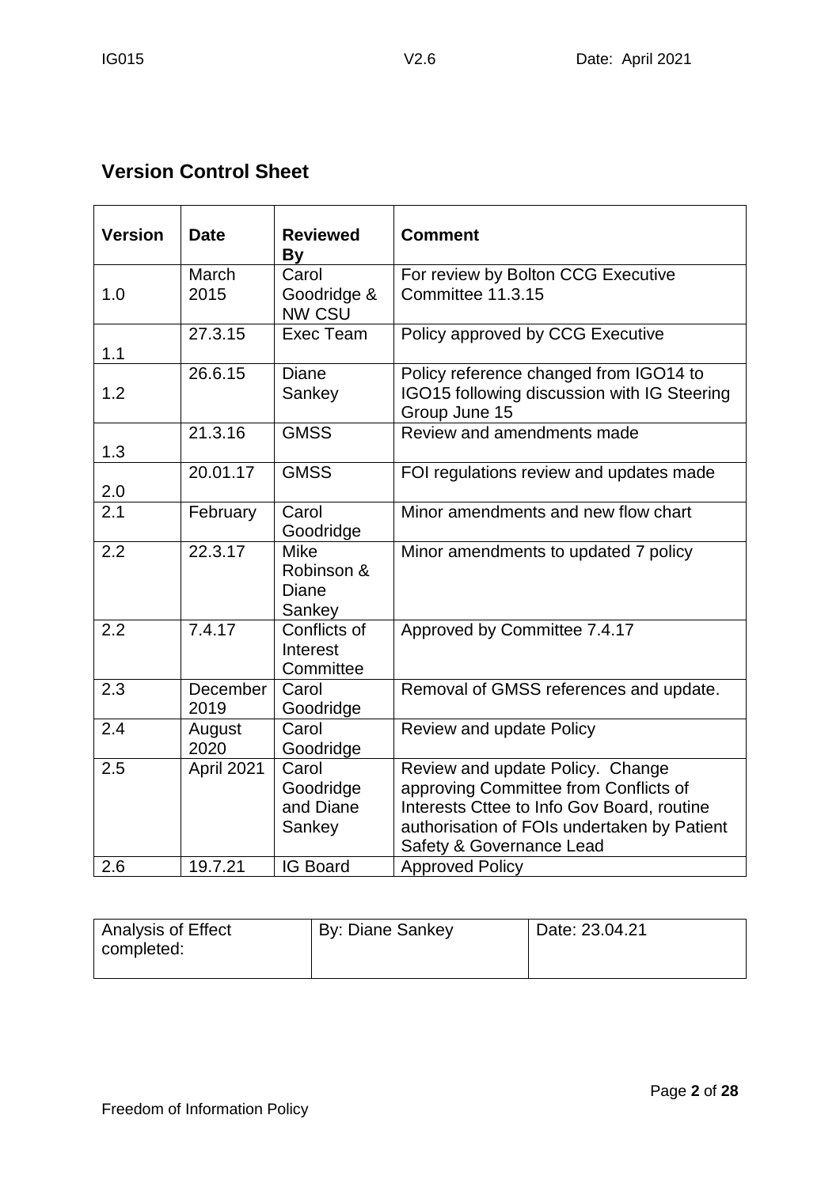## Version Control Sheet

| Version | Date | Reviewed By | Comment |
|---|---|---|---|
| 1.0 | March 2015 | Carol Goodridge & NW CSU | For review by Bolton CCG Executive Committee 11.3.15 |
| 1.1 | 27.3.15 | Exec Team | Policy approved by CCG Executive |
| 1.2 | 26.6.15 | Diane Sankey | Policy reference changed from IGO14 to IGO15 following discussion with IG Steering Group June 15 |
| 1.3 | 21.3.16 | GMSS | Review and amendments made |
| 2.0 | 20.01.17 | GMSS | FOI regulations review and updates made |
| 2.1 | February | Carol Goodridge | Minor amendments and new flow chart |
| 2.2 | 22.3.17 | Mike Robinson & Diane Sankey | Minor amendments to updated 7 policy |
| 2.2 | 7.4.17 | Conflicts of Interest Committee | Approved by Committee 7.4.17 |
| 2.3 | December 2019 | Carol Goodridge | Removal of GMSS references and update. |
| 2.4 | August 2020 | Carol Goodridge | Review and update Policy |
| 2.5 | April 2021 | Carol Goodridge and Diane Sankey | Review and update Policy. Change approving Committee from Conflicts of Interests Cttee to Info Gov Board, routine authorisation of FOIs undertaken by Patient Safety & Governance Lead |
| 2.6 | 19.7.21 | IG Board | Approved Policy |

| Analysis of Effect completed: | By: Diane Sankey | Date: 23.04.21 |
|---|---|---|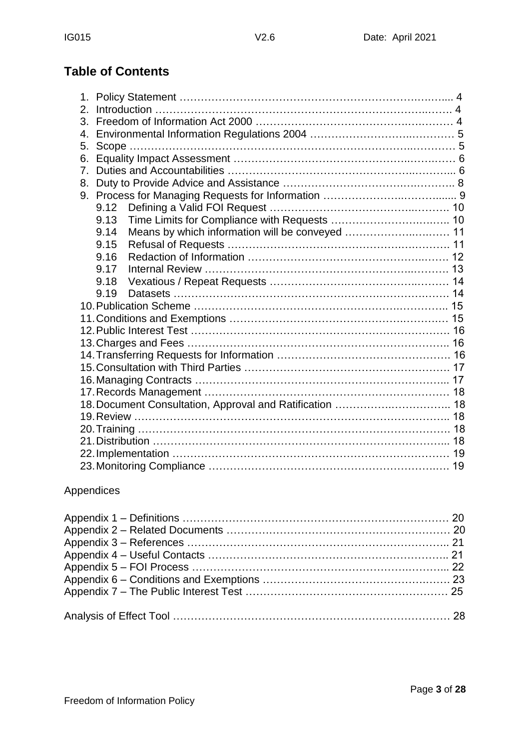## Table of Contents

1. Policy Statement ………………………………………………………………….. 4
2. Introduction ……………………………………………………………………… 4
3. Freedom of Information Act 2000 …………………………………………… 4
4. Environmental Information Regulations 2004 …………………………… 5
5. Scope ……………………………………………………………………………… 5
6. Equality Impact Assessment ………………………………………………… 6
7. Duties and Accountabilities …………………………………………………... 6
8. Duty to Provide Advice and Assistance ………………………………….. 8
9. Process for Managing Requests for Information ………………………...... 9
   - 9.12 Defining a Valid FOI Request ……………………………………. 10
   - 9.13 Time Limits for Compliance with Requests ……………………….. 10
   - 9.14 Means by which information will be conveyed ……………………. 11
   - 9.15 Refusal of Requests ………………………………………………. 11
   - 9.16 Redaction of Information …………………………………………. 12
   - 9.17 Internal Review …………………………………………………… 13
   - 9.18 Vexatious / Repeat Requests ……………………………………… 14
   - 9.19 Datasets ……………………………………………………………. 14
10. Publication Scheme ……………………………………………………….. 15
11. Conditions and Exemptions ……………………………………………… 15
12. Public Interest Test ……………………………………………………… 16
13. Charges and Fees ………………………………………………………….. 16
14. Transferring Requests for Information …………………………………. 16
15. Consultation with Third Parties …………………………………………. 17
16. Managing Contracts ………………………………………………………... 17
17. Records Management …………………………………………………… 18
18. Document Consultation, Approval and Ratification …………………….. 18
19. Review ……………………………………………………………………….. 18
20. Training ……………………………………………………………………. 18
21. Distribution ………………………………………………………………... 18
22. Implementation …………………………………………………………… 19
23. Monitoring Compliance ………………………………………………….. 19

Appendices

Appendix 1 – Definitions ………………………………………………………… 20
Appendix 2 – Related Documents ……………………………………………… 20
Appendix 3 – References ……………………………………………………….. 21
Appendix 4 – Useful Contacts ………………………………………………….. 21
Appendix 5 – FOI Process ……………………………………………………... 22
Appendix 6 – Conditions and Exemptions …………………………………… 23
Appendix 7 – The Public Interest Test ………………………………………… 25

Analysis of Effect Tool ……………………………………………………………. 28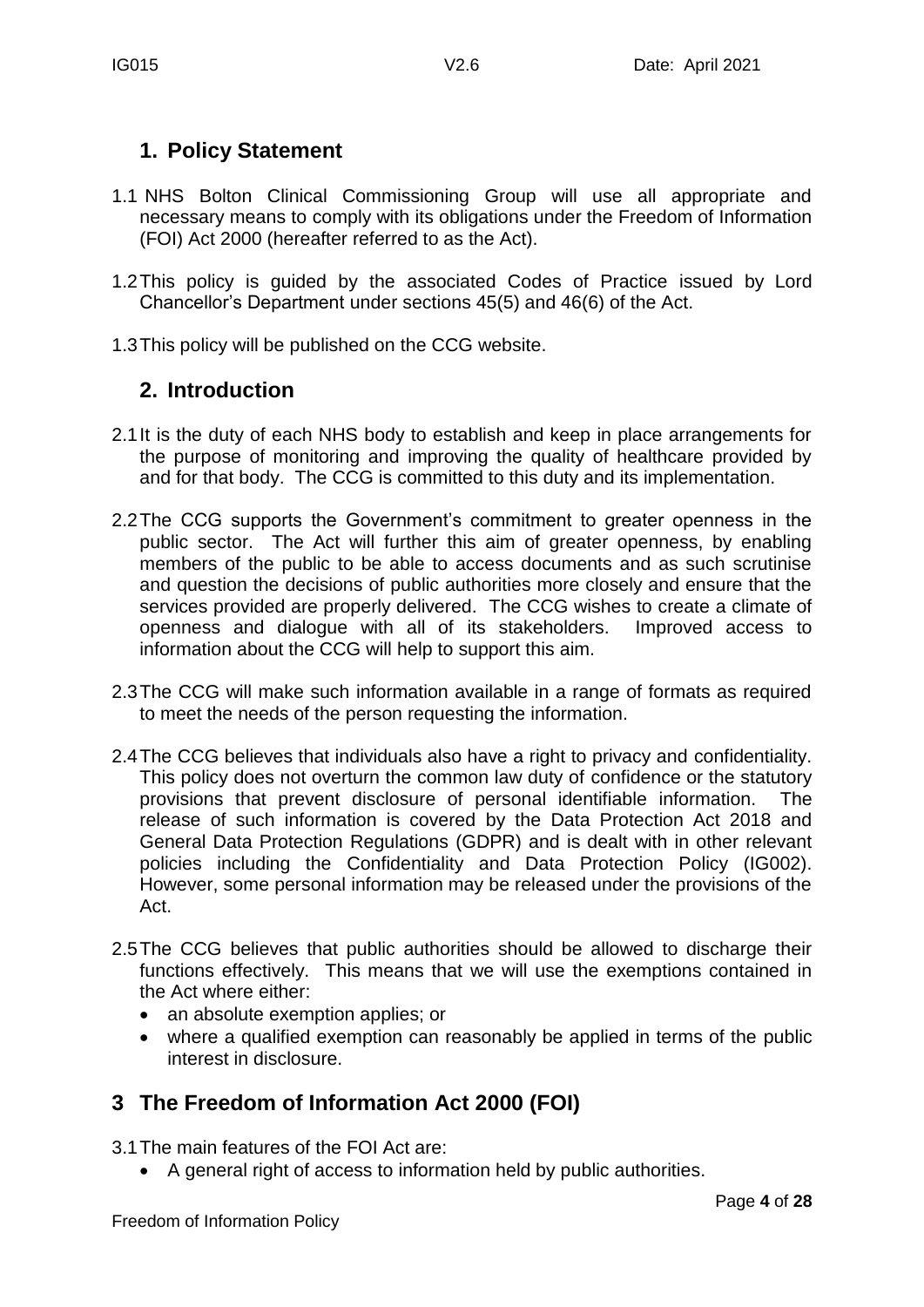## 1. Policy Statement

1.1 NHS Bolton Clinical Commissioning Group will use all appropriate and necessary means to comply with its obligations under the Freedom of Information (FOI) Act 2000 (hereafter referred to as the Act).

1.2 This policy is guided by the associated Codes of Practice issued by Lord Chancellor's Department under sections 45(5) and 46(6) of the Act.

1.3 This policy will be published on the CCG website.

## 2. Introduction

2.1 It is the duty of each NHS body to establish and keep in place arrangements for the purpose of monitoring and improving the quality of healthcare provided by and for that body. The CCG is committed to this duty and its implementation.

2.2 The CCG supports the Government's commitment to greater openness in the public sector. The Act will further this aim of greater openness, by enabling members of the public to be able to access documents and as such scrutinise and question the decisions of public authorities more closely and ensure that the services provided are properly delivered. The CCG wishes to create a climate of openness and dialogue with all of its stakeholders. Improved access to information about the CCG will help to support this aim.

2.3 The CCG will make such information available in a range of formats as required to meet the needs of the person requesting the information.

2.4 The CCG believes that individuals also have a right to privacy and confidentiality. This policy does not overturn the common law duty of confidence or the statutory provisions that prevent disclosure of personal identifiable information. The release of such information is covered by the Data Protection Act 2018 and General Data Protection Regulations (GDPR) and is dealt with in other relevant policies including the Confidentiality and Data Protection Policy (IG002). However, some personal information may be released under the provisions of the Act.

2.5 The CCG believes that public authorities should be allowed to discharge their functions effectively. This means that we will use the exemptions contained in the Act where either:

- an absolute exemption applies; or
- where a qualified exemption can reasonably be applied in terms of the public interest in disclosure.

## 3 The Freedom of Information Act 2000 (FOI)

3.1 The main features of the FOI Act are:

- A general right of access to information held by public authorities.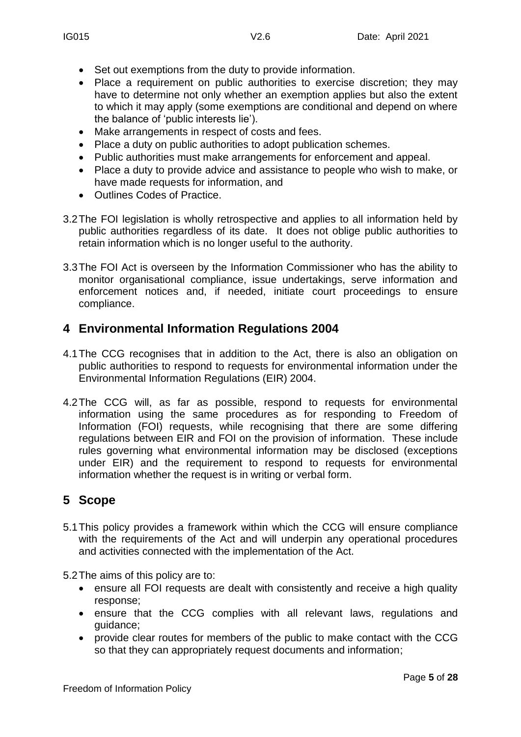- Set out exemptions from the duty to provide information.
- Place a requirement on public authorities to exercise discretion; they may have to determine not only whether an exemption applies but also the extent to which it may apply (some exemptions are conditional and depend on where the balance of 'public interests lie').
- Make arrangements in respect of costs and fees.
- Place a duty on public authorities to adopt publication schemes.
- Public authorities must make arrangements for enforcement and appeal.
- Place a duty to provide advice and assistance to people who wish to make, or have made requests for information, and
- Outlines Codes of Practice.

3.2 The FOI legislation is wholly retrospective and applies to all information held by public authorities regardless of its date. It does not oblige public authorities to retain information which is no longer useful to the authority.

3.3 The FOI Act is overseen by the Information Commissioner who has the ability to monitor organisational compliance, issue undertakings, serve information and enforcement notices and, if needed, initiate court proceedings to ensure compliance.

## 4 Environmental Information Regulations 2004

4.1 The CCG recognises that in addition to the Act, there is also an obligation on public authorities to respond to requests for environmental information under the Environmental Information Regulations (EIR) 2004.

4.2 The CCG will, as far as possible, respond to requests for environmental information using the same procedures as for responding to Freedom of Information (FOI) requests, while recognising that there are some differing regulations between EIR and FOI on the provision of information. These include rules governing what environmental information may be disclosed (exceptions under EIR) and the requirement to respond to requests for environmental information whether the request is in writing or verbal form.

## 5 Scope

5.1 This policy provides a framework within which the CCG will ensure compliance with the requirements of the Act and will underpin any operational procedures and activities connected with the implementation of the Act.

5.2 The aims of this policy are to:

- ensure all FOI requests are dealt with consistently and receive a high quality response;
- ensure that the CCG complies with all relevant laws, regulations and guidance;
- provide clear routes for members of the public to make contact with the CCG so that they can appropriately request documents and information;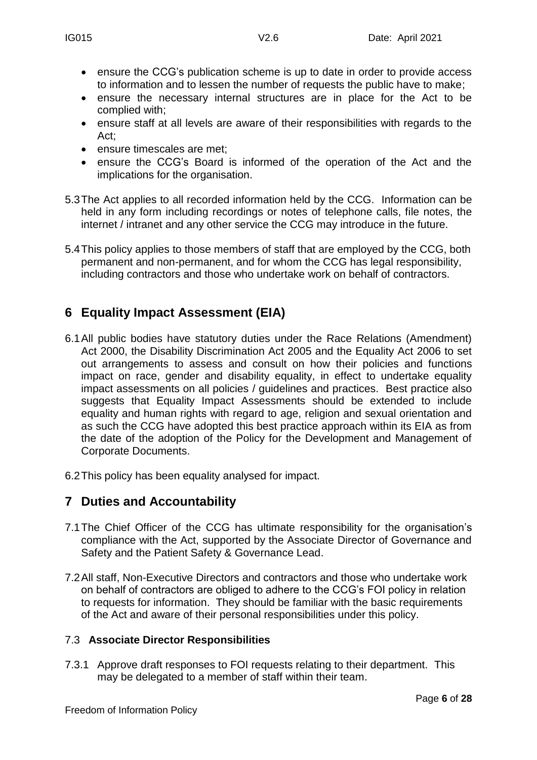- ensure the CCG's publication scheme is up to date in order to provide access to information and to lessen the number of requests the public have to make;
- ensure the necessary internal structures are in place for the Act to be complied with;
- ensure staff at all levels are aware of their responsibilities with regards to the Act;
- ensure timescales are met;
- ensure the CCG's Board is informed of the operation of the Act and the implications for the organisation.

5.3 The Act applies to all recorded information held by the CCG. Information can be held in any form including recordings or notes of telephone calls, file notes, the internet / intranet and any other service the CCG may introduce in the future.

5.4 This policy applies to those members of staff that are employed by the CCG, both permanent and non-permanent, and for whom the CCG has legal responsibility, including contractors and those who undertake work on behalf of contractors.

## 6 Equality Impact Assessment (EIA)

6.1 All public bodies have statutory duties under the Race Relations (Amendment) Act 2000, the Disability Discrimination Act 2005 and the Equality Act 2006 to set out arrangements to assess and consult on how their policies and functions impact on race, gender and disability equality, in effect to undertake equality impact assessments on all policies / guidelines and practices. Best practice also suggests that Equality Impact Assessments should be extended to include equality and human rights with regard to age, religion and sexual orientation and as such the CCG have adopted this best practice approach within its EIA as from the date of the adoption of the Policy for the Development and Management of Corporate Documents.

6.2 This policy has been equality analysed for impact.

## 7 Duties and Accountability

7.1 The Chief Officer of the CCG has ultimate responsibility for the organisation's compliance with the Act, supported by the Associate Director of Governance and Safety and the Patient Safety & Governance Lead.

7.2 All staff, Non-Executive Directors and contractors and those who undertake work on behalf of contractors are obliged to adhere to the CCG's FOI policy in relation to requests for information. They should be familiar with the basic requirements of the Act and aware of their personal responsibilities under this policy.

### 7.3 **Associate Director Responsibilities**

7.3.1 Approve draft responses to FOI requests relating to their department. This may be delegated to a member of staff within their team.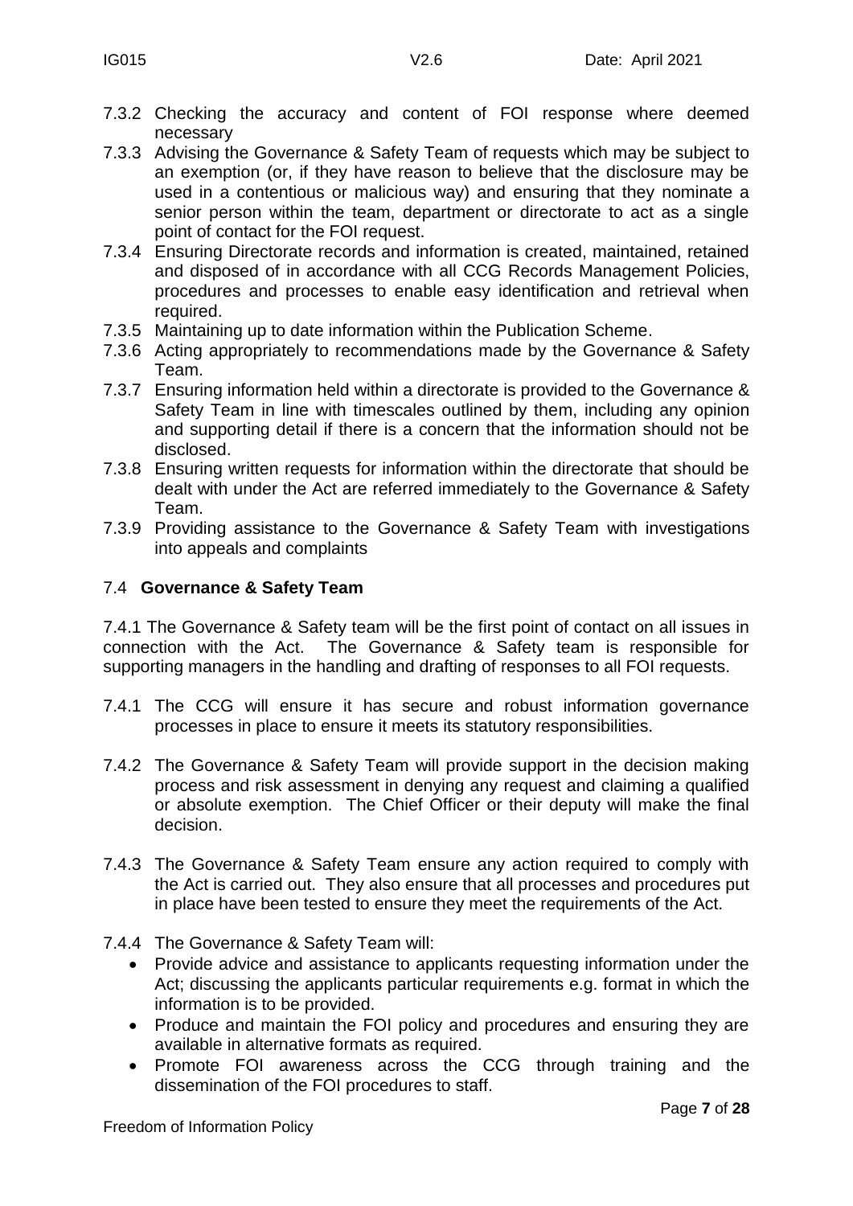7.3.2 Checking the accuracy and content of FOI response where deemed necessary

7.3.3 Advising the Governance & Safety Team of requests which may be subject to an exemption (or, if they have reason to believe that the disclosure may be used in a contentious or malicious way) and ensuring that they nominate a senior person within the team, department or directorate to act as a single point of contact for the FOI request.

7.3.4 Ensuring Directorate records and information is created, maintained, retained and disposed of in accordance with all CCG Records Management Policies, procedures and processes to enable easy identification and retrieval when required.

7.3.5 Maintaining up to date information within the Publication Scheme.

7.3.6 Acting appropriately to recommendations made by the Governance & Safety Team.

7.3.7 Ensuring information held within a directorate is provided to the Governance & Safety Team in line with timescales outlined by them, including any opinion and supporting detail if there is a concern that the information should not be disclosed.

7.3.8 Ensuring written requests for information within the directorate that should be dealt with under the Act are referred immediately to the Governance & Safety Team.

7.3.9 Providing assistance to the Governance & Safety Team with investigations into appeals and complaints

### 7.4 **Governance & Safety Team**

7.4.1 The Governance & Safety team will be the first point of contact on all issues in connection with the Act. The Governance & Safety team is responsible for supporting managers in the handling and drafting of responses to all FOI requests.

7.4.1 The CCG will ensure it has secure and robust information governance processes in place to ensure it meets its statutory responsibilities.

7.4.2 The Governance & Safety Team will provide support in the decision making process and risk assessment in denying any request and claiming a qualified or absolute exemption. The Chief Officer or their deputy will make the final decision.

7.4.3 The Governance & Safety Team ensure any action required to comply with the Act is carried out. They also ensure that all processes and procedures put in place have been tested to ensure they meet the requirements of the Act.

7.4.4 The Governance & Safety Team will:

- Provide advice and assistance to applicants requesting information under the Act; discussing the applicants particular requirements e.g. format in which the information is to be provided.
- Produce and maintain the FOI policy and procedures and ensuring they are available in alternative formats as required.
- Promote FOI awareness across the CCG through training and the dissemination of the FOI procedures to staff.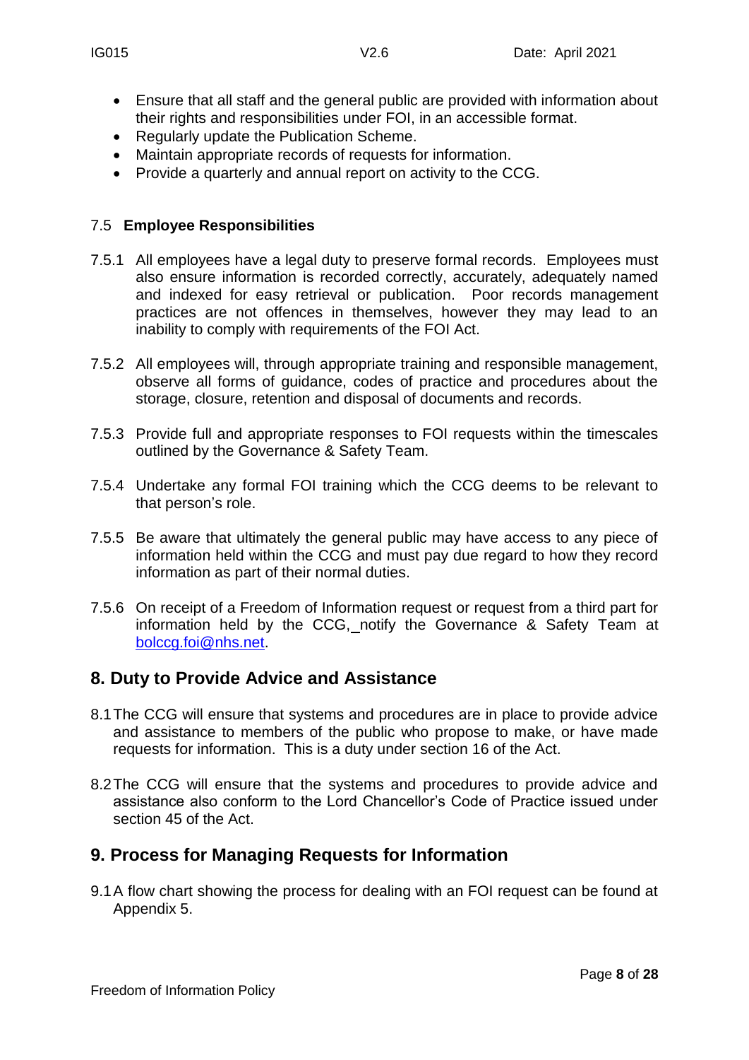- Ensure that all staff and the general public are provided with information about their rights and responsibilities under FOI, in an accessible format.
- Regularly update the Publication Scheme.
- Maintain appropriate records of requests for information.
- Provide a quarterly and annual report on activity to the CCG.

### 7.5 Employee Responsibilities

7.5.1 All employees have a legal duty to preserve formal records. Employees must also ensure information is recorded correctly, accurately, adequately named and indexed for easy retrieval or publication. Poor records management practices are not offences in themselves, however they may lead to an inability to comply with requirements of the FOI Act.

7.5.2 All employees will, through appropriate training and responsible management, observe all forms of guidance, codes of practice and procedures about the storage, closure, retention and disposal of documents and records.

7.5.3 Provide full and appropriate responses to FOI requests within the timescales outlined by the Governance & Safety Team.

7.5.4 Undertake any formal FOI training which the CCG deems to be relevant to that person's role.

7.5.5 Be aware that ultimately the general public may have access to any piece of information held within the CCG and must pay due regard to how they record information as part of their normal duties.

7.5.6 On receipt of a Freedom of Information request or request from a third part for information held by the CCG, notify the Governance & Safety Team at bolccg.foi@nhs.net.

## 8. Duty to Provide Advice and Assistance

8.1 The CCG will ensure that systems and procedures are in place to provide advice and assistance to members of the public who propose to make, or have made requests for information. This is a duty under section 16 of the Act.

8.2 The CCG will ensure that the systems and procedures to provide advice and assistance also conform to the Lord Chancellor's Code of Practice issued under section 45 of the Act.

## 9. Process for Managing Requests for Information

9.1 A flow chart showing the process for dealing with an FOI request can be found at Appendix 5.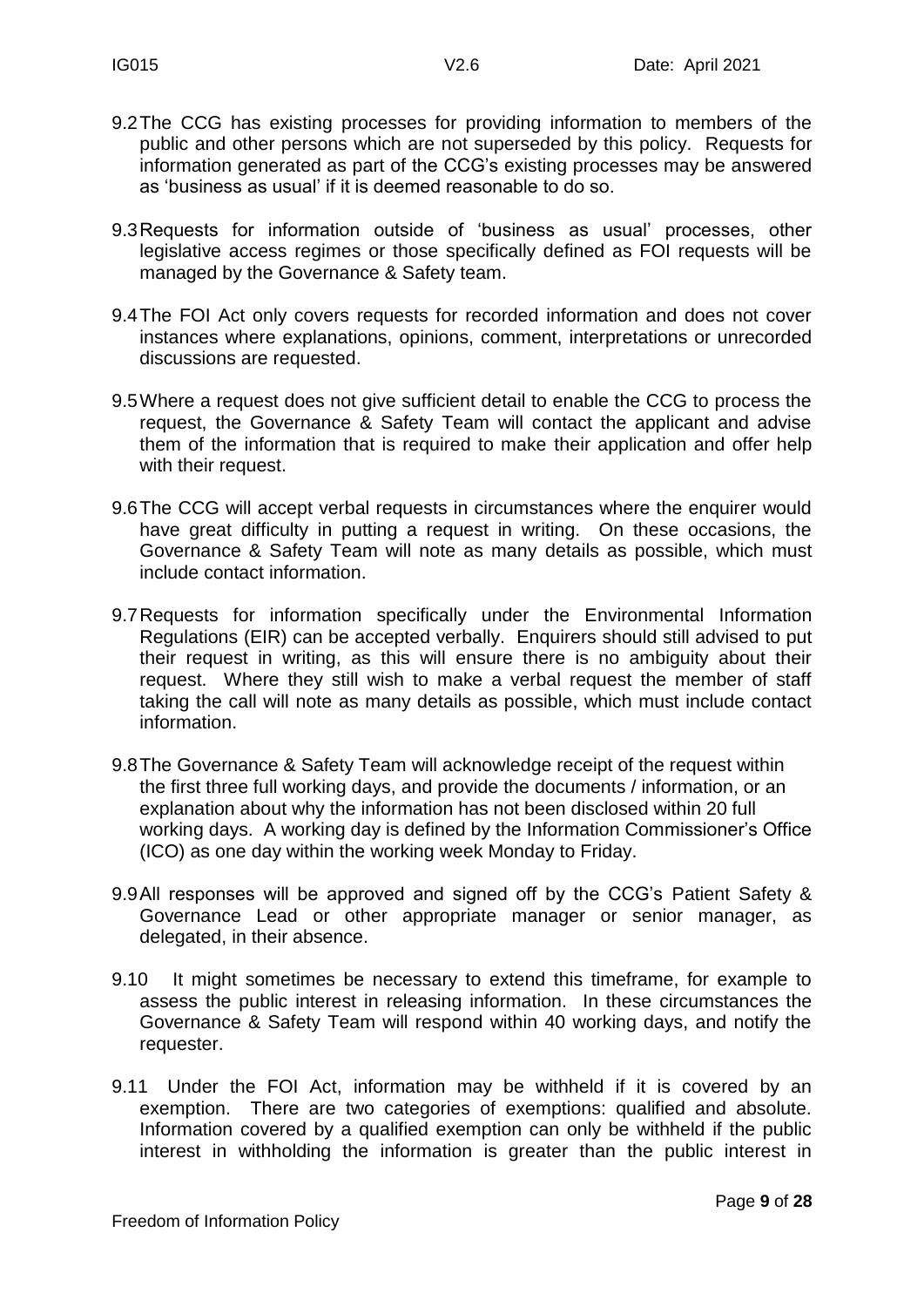9.2 The CCG has existing processes for providing information to members of the public and other persons which are not superseded by this policy. Requests for information generated as part of the CCG's existing processes may be answered as 'business as usual' if it is deemed reasonable to do so.

9.3 Requests for information outside of 'business as usual' processes, other legislative access regimes or those specifically defined as FOI requests will be managed by the Governance & Safety team.

9.4 The FOI Act only covers requests for recorded information and does not cover instances where explanations, opinions, comment, interpretations or unrecorded discussions are requested.

9.5 Where a request does not give sufficient detail to enable the CCG to process the request, the Governance & Safety Team will contact the applicant and advise them of the information that is required to make their application and offer help with their request.

9.6 The CCG will accept verbal requests in circumstances where the enquirer would have great difficulty in putting a request in writing. On these occasions, the Governance & Safety Team will note as many details as possible, which must include contact information.

9.7 Requests for information specifically under the Environmental Information Regulations (EIR) can be accepted verbally. Enquirers should still advised to put their request in writing, as this will ensure there is no ambiguity about their request. Where they still wish to make a verbal request the member of staff taking the call will note as many details as possible, which must include contact information.

9.8 The Governance & Safety Team will acknowledge receipt of the request within the first three full working days, and provide the documents / information, or an explanation about why the information has not been disclosed within 20 full working days. A working day is defined by the Information Commissioner's Office (ICO) as one day within the working week Monday to Friday.

9.9 All responses will be approved and signed off by the CCG's Patient Safety & Governance Lead or other appropriate manager or senior manager, as delegated, in their absence.

9.10 It might sometimes be necessary to extend this timeframe, for example to assess the public interest in releasing information. In these circumstances the Governance & Safety Team will respond within 40 working days, and notify the requester.

9.11 Under the FOI Act, information may be withheld if it is covered by an exemption. There are two categories of exemptions: qualified and absolute. Information covered by a qualified exemption can only be withheld if the public interest in withholding the information is greater than the public interest in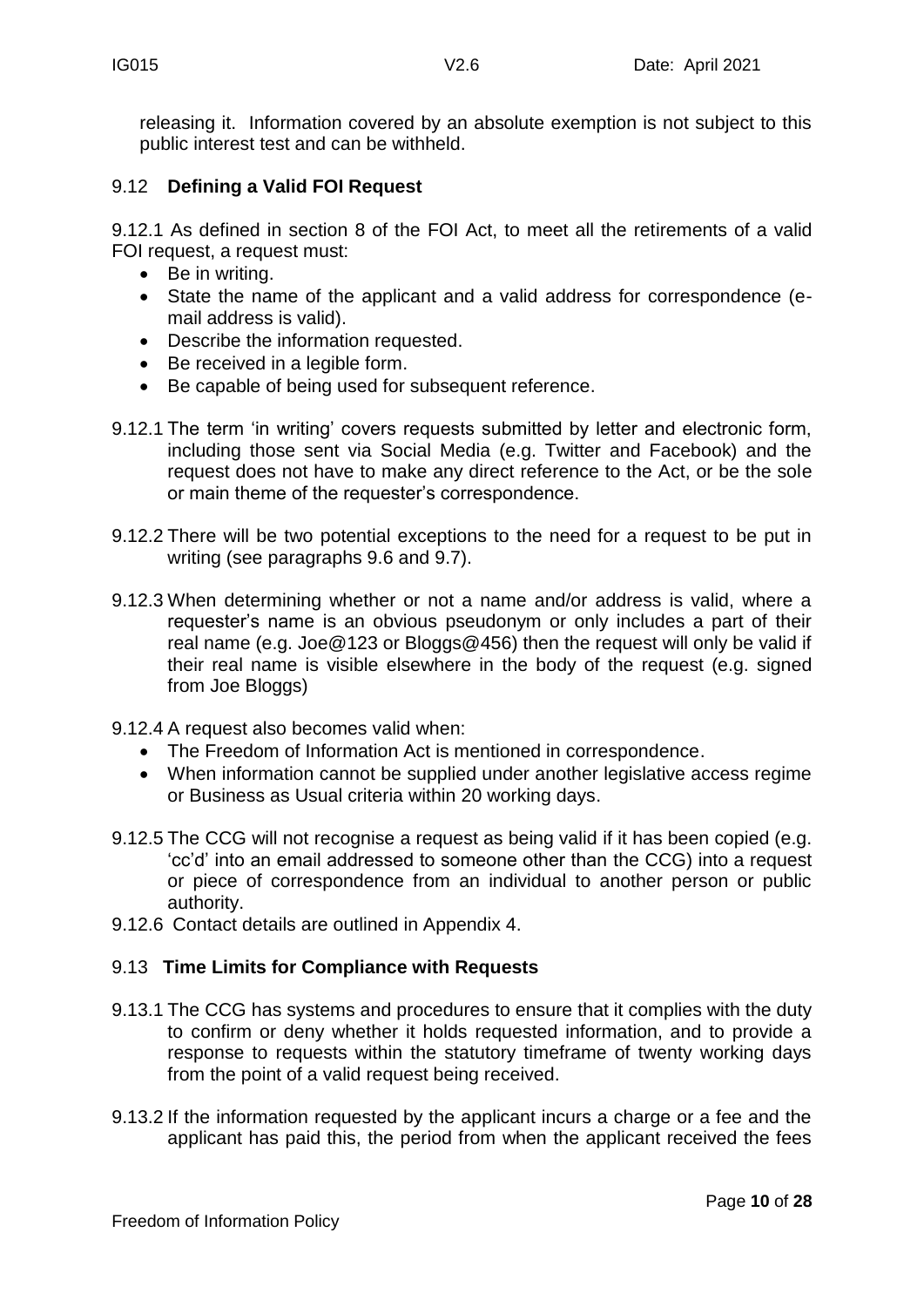releasing it. Information covered by an absolute exemption is not subject to this public interest test and can be withheld.

## 9.12 **Defining a Valid FOI Request**

9.12.1 As defined in section 8 of the FOI Act, to meet all the retirements of a valid FOI request, a request must:

- Be in writing.
- State the name of the applicant and a valid address for correspondence (e-mail address is valid).
- Describe the information requested.
- Be received in a legible form.
- Be capable of being used for subsequent reference.

9.12.1 The term 'in writing' covers requests submitted by letter and electronic form, including those sent via Social Media (e.g. Twitter and Facebook) and the request does not have to make any direct reference to the Act, or be the sole or main theme of the requester's correspondence.

9.12.2 There will be two potential exceptions to the need for a request to be put in writing (see paragraphs 9.6 and 9.7).

9.12.3 When determining whether or not a name and/or address is valid, where a requester's name is an obvious pseudonym or only includes a part of their real name (e.g. Joe@123 or Bloggs@456) then the request will only be valid if their real name is visible elsewhere in the body of the request (e.g. signed from Joe Bloggs)

9.12.4 A request also becomes valid when:

- The Freedom of Information Act is mentioned in correspondence.
- When information cannot be supplied under another legislative access regime or Business as Usual criteria within 20 working days.

9.12.5 The CCG will not recognise a request as being valid if it has been copied (e.g. 'cc'd' into an email addressed to someone other than the CCG) into a request or piece of correspondence from an individual to another person or public authority.

9.12.6 Contact details are outlined in Appendix 4.

## 9.13 **Time Limits for Compliance with Requests**

9.13.1 The CCG has systems and procedures to ensure that it complies with the duty to confirm or deny whether it holds requested information, and to provide a response to requests within the statutory timeframe of twenty working days from the point of a valid request being received.

9.13.2 If the information requested by the applicant incurs a charge or a fee and the applicant has paid this, the period from when the applicant received the fees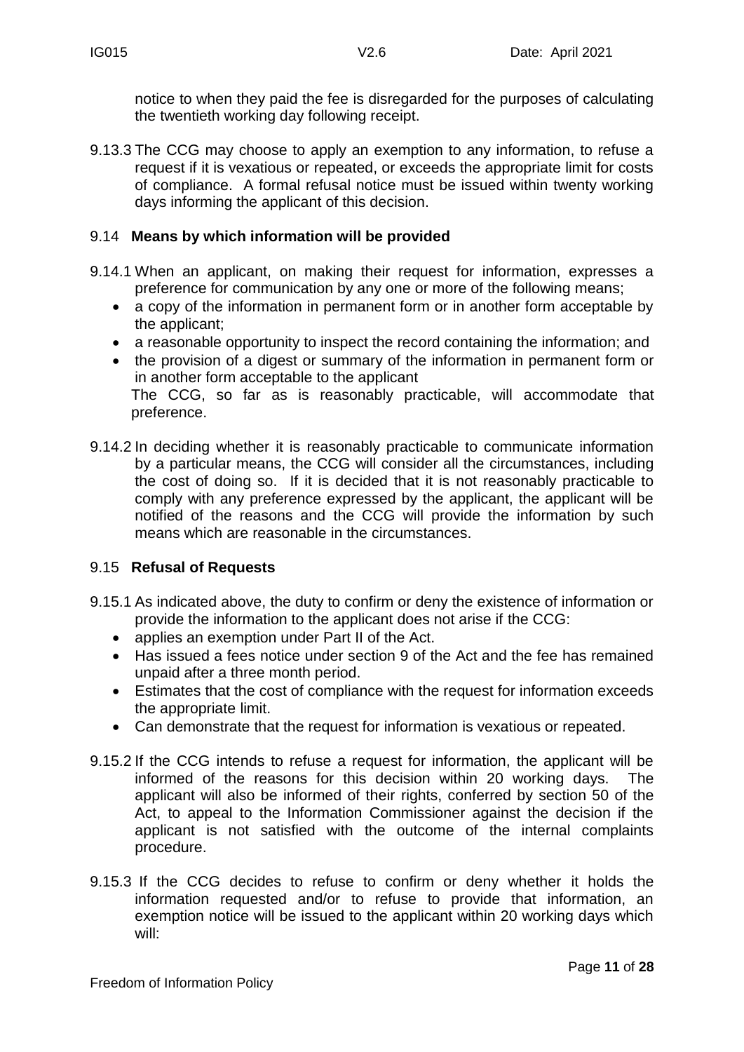notice to when they paid the fee is disregarded for the purposes of calculating the twentieth working day following receipt.

9.13.3 The CCG may choose to apply an exemption to any information, to refuse a request if it is vexatious or repeated, or exceeds the appropriate limit for costs of compliance. A formal refusal notice must be issued within twenty working days informing the applicant of this decision.

## 9.14 **Means by which information will be provided**

9.14.1 When an applicant, on making their request for information, expresses a preference for communication by any one or more of the following means;

- a copy of the information in permanent form or in another form acceptable by the applicant;
- a reasonable opportunity to inspect the record containing the information; and
- the provision of a digest or summary of the information in permanent form or in another form acceptable to the applicant

The CCG, so far as is reasonably practicable, will accommodate that preference.

9.14.2 In deciding whether it is reasonably practicable to communicate information by a particular means, the CCG will consider all the circumstances, including the cost of doing so. If it is decided that it is not reasonably practicable to comply with any preference expressed by the applicant, the applicant will be notified of the reasons and the CCG will provide the information by such means which are reasonable in the circumstances.

## 9.15 **Refusal of Requests**

9.15.1 As indicated above, the duty to confirm or deny the existence of information or provide the information to the applicant does not arise if the CCG:

- applies an exemption under Part II of the Act.
- Has issued a fees notice under section 9 of the Act and the fee has remained unpaid after a three month period.
- Estimates that the cost of compliance with the request for information exceeds the appropriate limit.
- Can demonstrate that the request for information is vexatious or repeated.

9.15.2 If the CCG intends to refuse a request for information, the applicant will be informed of the reasons for this decision within 20 working days. The applicant will also be informed of their rights, conferred by section 50 of the Act, to appeal to the Information Commissioner against the decision if the applicant is not satisfied with the outcome of the internal complaints procedure.

9.15.3 If the CCG decides to refuse to confirm or deny whether it holds the information requested and/or to refuse to provide that information, an exemption notice will be issued to the applicant within 20 working days which will: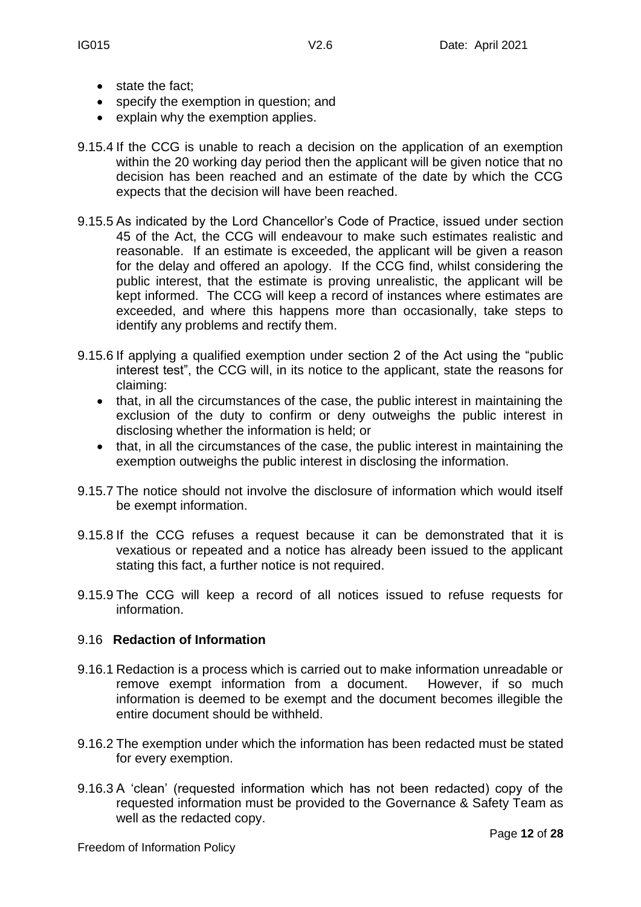- state the fact;
- specify the exemption in question; and
- explain why the exemption applies.

9.15.4 If the CCG is unable to reach a decision on the application of an exemption within the 20 working day period then the applicant will be given notice that no decision has been reached and an estimate of the date by which the CCG expects that the decision will have been reached.

9.15.5 As indicated by the Lord Chancellor's Code of Practice, issued under section 45 of the Act, the CCG will endeavour to make such estimates realistic and reasonable. If an estimate is exceeded, the applicant will be given a reason for the delay and offered an apology. If the CCG find, whilst considering the public interest, that the estimate is proving unrealistic, the applicant will be kept informed. The CCG will keep a record of instances where estimates are exceeded, and where this happens more than occasionally, take steps to identify any problems and rectify them.

9.15.6 If applying a qualified exemption under section 2 of the Act using the "public interest test", the CCG will, in its notice to the applicant, state the reasons for claiming:

- that, in all the circumstances of the case, the public interest in maintaining the exclusion of the duty to confirm or deny outweighs the public interest in disclosing whether the information is held; or
- that, in all the circumstances of the case, the public interest in maintaining the exemption outweighs the public interest in disclosing the information.

9.15.7 The notice should not involve the disclosure of information which would itself be exempt information.

9.15.8 If the CCG refuses a request because it can be demonstrated that it is vexatious or repeated and a notice has already been issued to the applicant stating this fact, a further notice is not required.

9.15.9 The CCG will keep a record of all notices issued to refuse requests for information.

### 9.16 **Redaction of Information**

9.16.1 Redaction is a process which is carried out to make information unreadable or remove exempt information from a document. However, if so much information is deemed to be exempt and the document becomes illegible the entire document should be withheld.

9.16.2 The exemption under which the information has been redacted must be stated for every exemption.

9.16.3 A 'clean' (requested information which has not been redacted) copy of the requested information must be provided to the Governance & Safety Team as well as the redacted copy.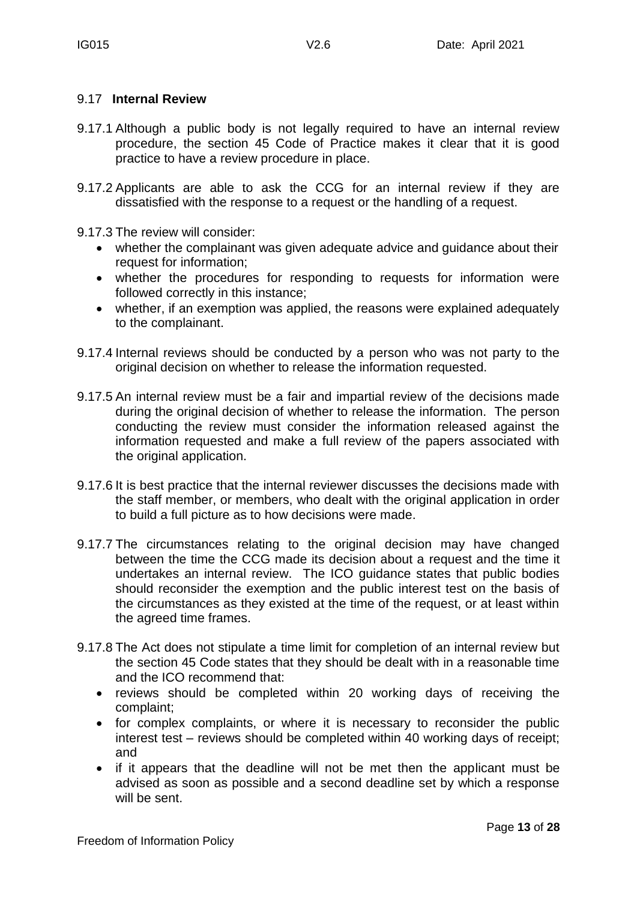### 9.17 **Internal Review**

9.17.1 Although a public body is not legally required to have an internal review procedure, the section 45 Code of Practice makes it clear that it is good practice to have a review procedure in place.

9.17.2 Applicants are able to ask the CCG for an internal review if they are dissatisfied with the response to a request or the handling of a request.

9.17.3 The review will consider:

- whether the complainant was given adequate advice and guidance about their request for information;
- whether the procedures for responding to requests for information were followed correctly in this instance;
- whether, if an exemption was applied, the reasons were explained adequately to the complainant.

9.17.4 Internal reviews should be conducted by a person who was not party to the original decision on whether to release the information requested.

9.17.5 An internal review must be a fair and impartial review of the decisions made during the original decision of whether to release the information. The person conducting the review must consider the information released against the information requested and make a full review of the papers associated with the original application.

9.17.6 It is best practice that the internal reviewer discusses the decisions made with the staff member, or members, who dealt with the original application in order to build a full picture as to how decisions were made.

9.17.7 The circumstances relating to the original decision may have changed between the time the CCG made its decision about a request and the time it undertakes an internal review. The ICO guidance states that public bodies should reconsider the exemption and the public interest test on the basis of the circumstances as they existed at the time of the request, or at least within the agreed time frames.

9.17.8 The Act does not stipulate a time limit for completion of an internal review but the section 45 Code states that they should be dealt with in a reasonable time and the ICO recommend that:

- reviews should be completed within 20 working days of receiving the complaint;
- for complex complaints, or where it is necessary to reconsider the public interest test – reviews should be completed within 40 working days of receipt; and
- if it appears that the deadline will not be met then the applicant must be advised as soon as possible and a second deadline set by which a response will be sent.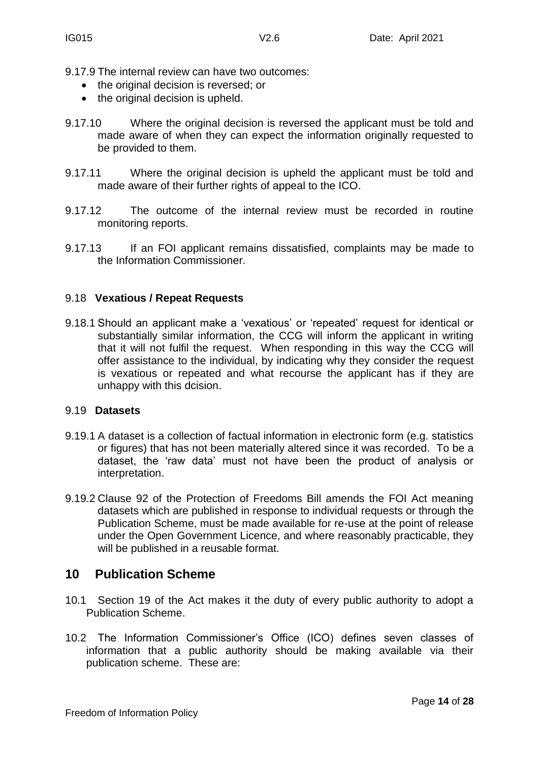9.17.9 The internal review can have two outcomes:

- the original decision is reversed; or
- the original decision is upheld.

9.17.10 Where the original decision is reversed the applicant must be told and made aware of when they can expect the information originally requested to be provided to them.

9.17.11 Where the original decision is upheld the applicant must be told and made aware of their further rights of appeal to the ICO.

9.17.12 The outcome of the internal review must be recorded in routine monitoring reports.

9.17.13 If an FOI applicant remains dissatisfied, complaints may be made to the Information Commissioner.

### 9.18 **Vexatious / Repeat Requests**

9.18.1 Should an applicant make a 'vexatious' or 'repeated' request for identical or substantially similar information, the CCG will inform the applicant in writing that it will not fulfil the request. When responding in this way the CCG will offer assistance to the individual, by indicating why they consider the request is vexatious or repeated and what recourse the applicant has if they are unhappy with this dcision.

### 9.19 **Datasets**

9.19.1 A dataset is a collection of factual information in electronic form (e.g. statistics or figures) that has not been materially altered since it was recorded. To be a dataset, the 'raw data' must not have been the product of analysis or interpretation.

9.19.2 Clause 92 of the Protection of Freedoms Bill amends the FOI Act meaning datasets which are published in response to individual requests or through the Publication Scheme, must be made available for re-use at the point of release under the Open Government Licence, and where reasonably practicable, they will be published in a reusable format.

## 10 Publication Scheme

10.1 Section 19 of the Act makes it the duty of every public authority to adopt a Publication Scheme.

10.2 The Information Commissioner's Office (ICO) defines seven classes of information that a public authority should be making available via their publication scheme. These are: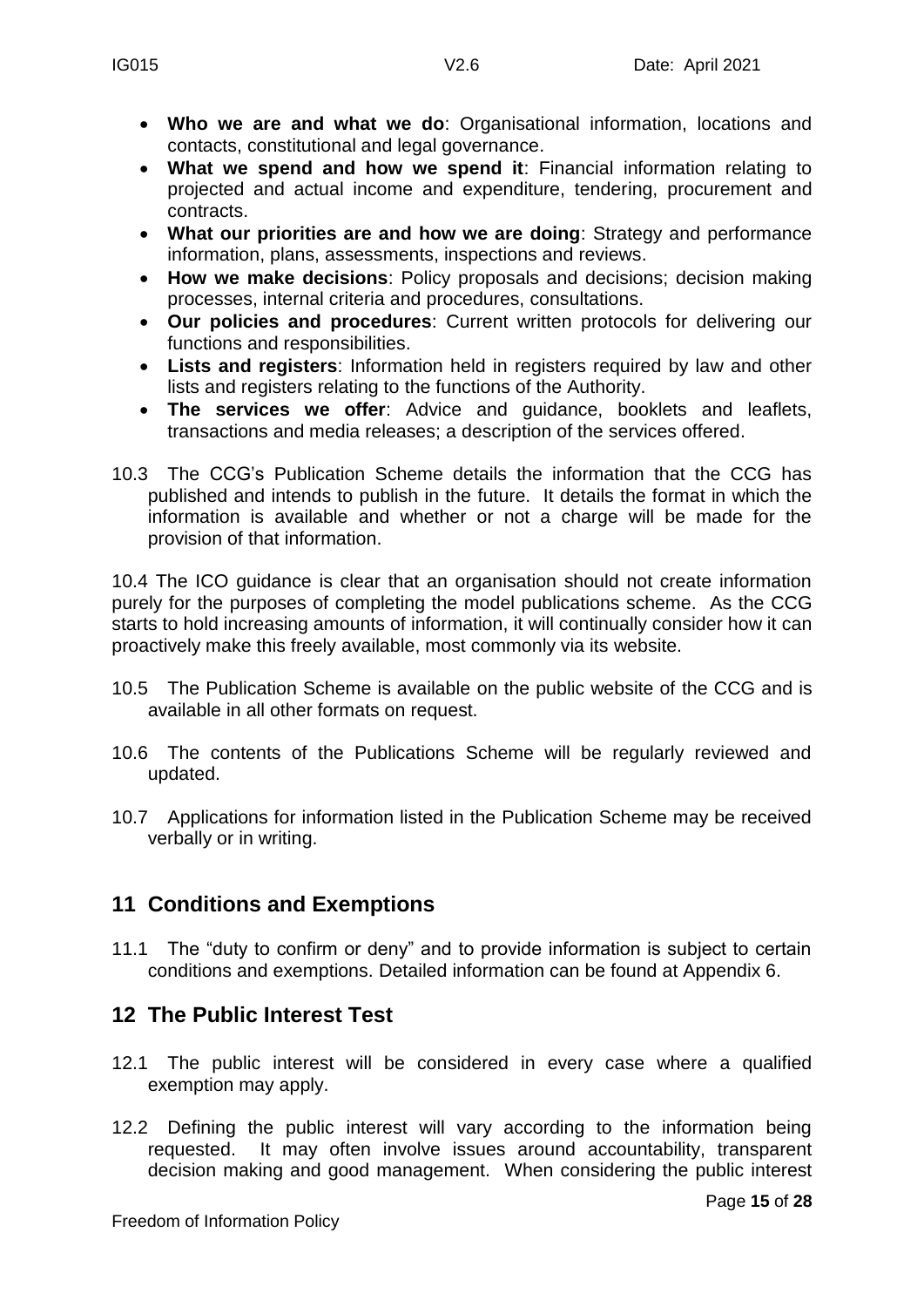- **Who we are and what we do**: Organisational information, locations and contacts, constitutional and legal governance.
- **What we spend and how we spend it**: Financial information relating to projected and actual income and expenditure, tendering, procurement and contracts.
- **What our priorities are and how we are doing**: Strategy and performance information, plans, assessments, inspections and reviews.
- **How we make decisions**: Policy proposals and decisions; decision making processes, internal criteria and procedures, consultations.
- **Our policies and procedures**: Current written protocols for delivering our functions and responsibilities.
- **Lists and registers**: Information held in registers required by law and other lists and registers relating to the functions of the Authority.
- **The services we offer**: Advice and guidance, booklets and leaflets, transactions and media releases; a description of the services offered.

10.3 The CCG's Publication Scheme details the information that the CCG has published and intends to publish in the future. It details the format in which the information is available and whether or not a charge will be made for the provision of that information.

10.4 The ICO guidance is clear that an organisation should not create information purely for the purposes of completing the model publications scheme. As the CCG starts to hold increasing amounts of information, it will continually consider how it can proactively make this freely available, most commonly via its website.

10.5 The Publication Scheme is available on the public website of the CCG and is available in all other formats on request.

10.6 The contents of the Publications Scheme will be regularly reviewed and updated.

10.7 Applications for information listed in the Publication Scheme may be received verbally or in writing.

## 11 Conditions and Exemptions

11.1 The "duty to confirm or deny" and to provide information is subject to certain conditions and exemptions. Detailed information can be found at Appendix 6.

## 12 The Public Interest Test

12.1 The public interest will be considered in every case where a qualified exemption may apply.

12.2 Defining the public interest will vary according to the information being requested. It may often involve issues around accountability, transparent decision making and good management. When considering the public interest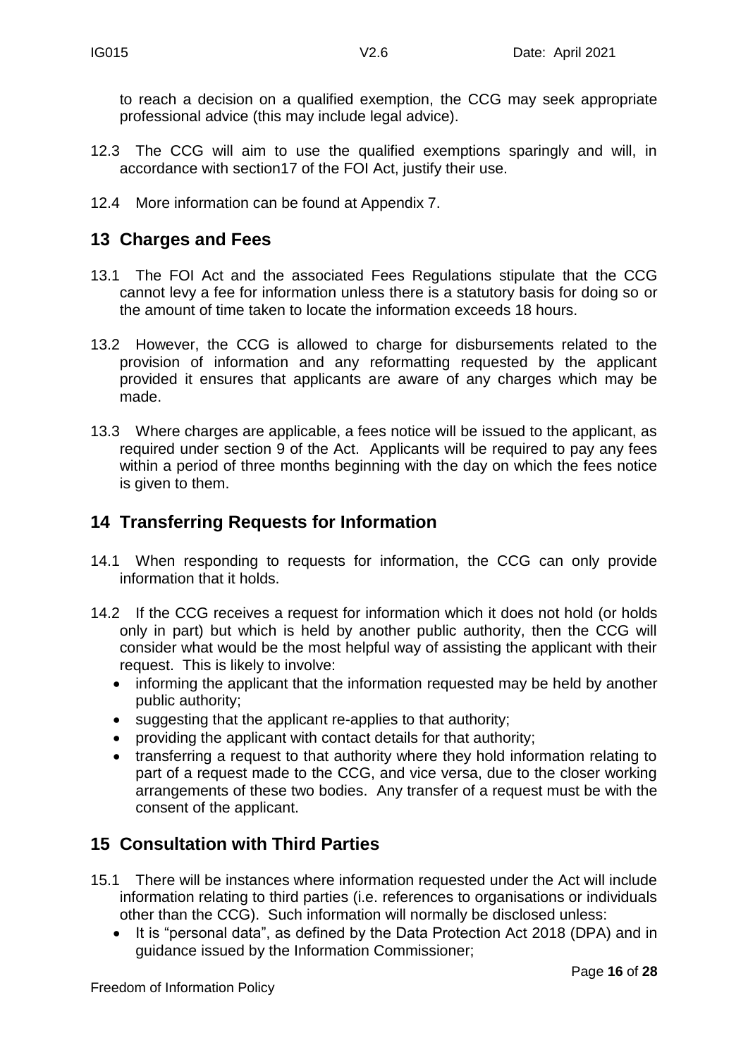to reach a decision on a qualified exemption, the CCG may seek appropriate professional advice (this may include legal advice).

12.3 The CCG will aim to use the qualified exemptions sparingly and will, in accordance with section17 of the FOI Act, justify their use.

12.4 More information can be found at Appendix 7.

## 13 Charges and Fees

13.1 The FOI Act and the associated Fees Regulations stipulate that the CCG cannot levy a fee for information unless there is a statutory basis for doing so or the amount of time taken to locate the information exceeds 18 hours.

13.2 However, the CCG is allowed to charge for disbursements related to the provision of information and any reformatting requested by the applicant provided it ensures that applicants are aware of any charges which may be made.

13.3 Where charges are applicable, a fees notice will be issued to the applicant, as required under section 9 of the Act. Applicants will be required to pay any fees within a period of three months beginning with the day on which the fees notice is given to them.

## 14 Transferring Requests for Information

14.1 When responding to requests for information, the CCG can only provide information that it holds.

14.2 If the CCG receives a request for information which it does not hold (or holds only in part) but which is held by another public authority, then the CCG will consider what would be the most helpful way of assisting the applicant with their request. This is likely to involve:

- informing the applicant that the information requested may be held by another public authority;
- suggesting that the applicant re-applies to that authority;
- providing the applicant with contact details for that authority;
- transferring a request to that authority where they hold information relating to part of a request made to the CCG, and vice versa, due to the closer working arrangements of these two bodies. Any transfer of a request must be with the consent of the applicant.

## 15 Consultation with Third Parties

15.1 There will be instances where information requested under the Act will include information relating to third parties (i.e. references to organisations or individuals other than the CCG). Such information will normally be disclosed unless:

- It is "personal data", as defined by the Data Protection Act 2018 (DPA) and in guidance issued by the Information Commissioner;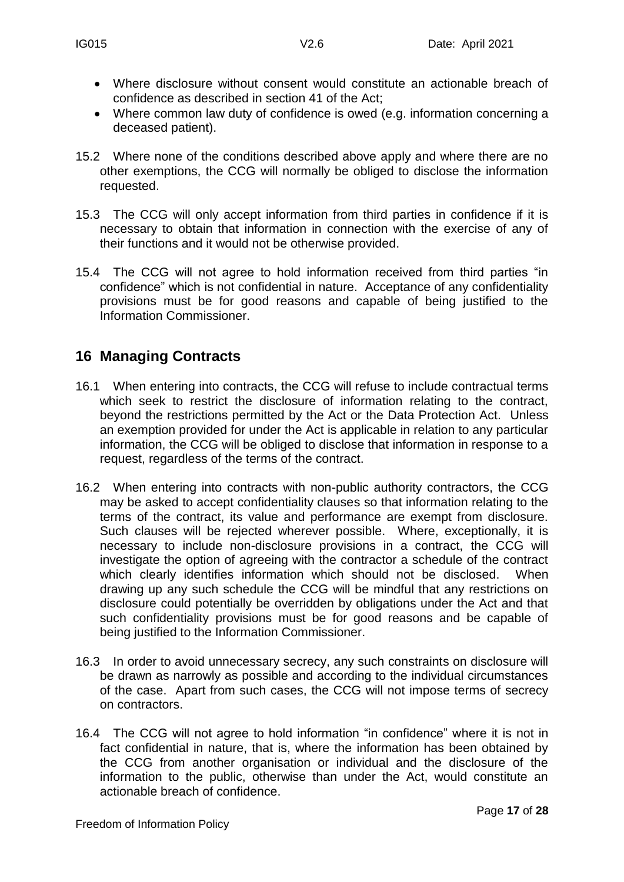- Where disclosure without consent would constitute an actionable breach of confidence as described in section 41 of the Act;
- Where common law duty of confidence is owed (e.g. information concerning a deceased patient).

15.2 Where none of the conditions described above apply and where there are no other exemptions, the CCG will normally be obliged to disclose the information requested.

15.3 The CCG will only accept information from third parties in confidence if it is necessary to obtain that information in connection with the exercise of any of their functions and it would not be otherwise provided.

15.4 The CCG will not agree to hold information received from third parties "in confidence" which is not confidential in nature. Acceptance of any confidentiality provisions must be for good reasons and capable of being justified to the Information Commissioner.

## 16 Managing Contracts

16.1 When entering into contracts, the CCG will refuse to include contractual terms which seek to restrict the disclosure of information relating to the contract, beyond the restrictions permitted by the Act or the Data Protection Act. Unless an exemption provided for under the Act is applicable in relation to any particular information, the CCG will be obliged to disclose that information in response to a request, regardless of the terms of the contract.

16.2 When entering into contracts with non-public authority contractors, the CCG may be asked to accept confidentiality clauses so that information relating to the terms of the contract, its value and performance are exempt from disclosure. Such clauses will be rejected wherever possible. Where, exceptionally, it is necessary to include non-disclosure provisions in a contract, the CCG will investigate the option of agreeing with the contractor a schedule of the contract which clearly identifies information which should not be disclosed. When drawing up any such schedule the CCG will be mindful that any restrictions on disclosure could potentially be overridden by obligations under the Act and that such confidentiality provisions must be for good reasons and be capable of being justified to the Information Commissioner.

16.3 In order to avoid unnecessary secrecy, any such constraints on disclosure will be drawn as narrowly as possible and according to the individual circumstances of the case. Apart from such cases, the CCG will not impose terms of secrecy on contractors.

16.4 The CCG will not agree to hold information "in confidence" where it is not in fact confidential in nature, that is, where the information has been obtained by the CCG from another organisation or individual and the disclosure of the information to the public, otherwise than under the Act, would constitute an actionable breach of confidence.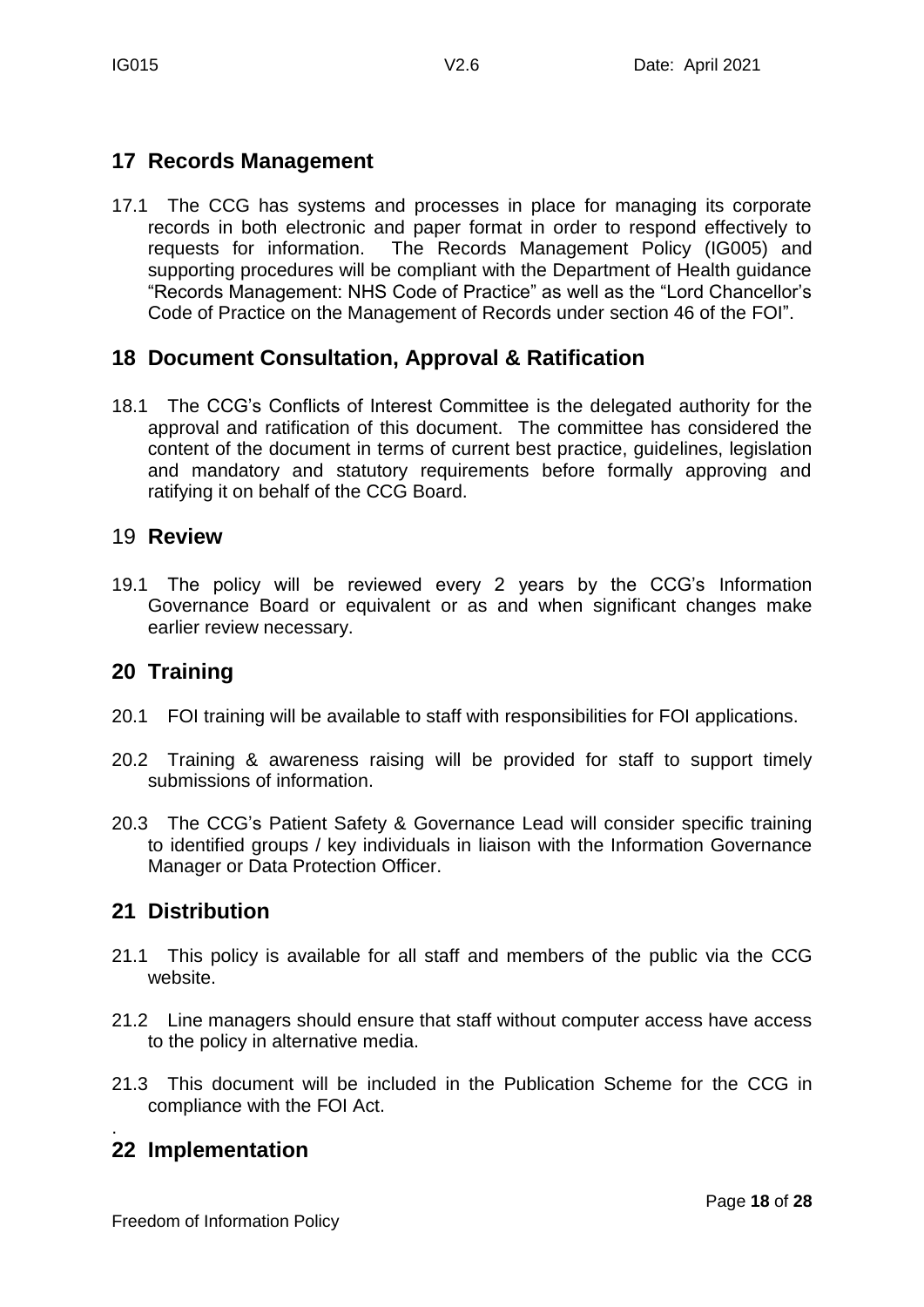## 17 Records Management

17.1 The CCG has systems and processes in place for managing its corporate records in both electronic and paper format in order to respond effectively to requests for information. The Records Management Policy (IG005) and supporting procedures will be compliant with the Department of Health guidance "Records Management: NHS Code of Practice" as well as the "Lord Chancellor's Code of Practice on the Management of Records under section 46 of the FOI".

## 18 Document Consultation, Approval & Ratification

18.1 The CCG's Conflicts of Interest Committee is the delegated authority for the approval and ratification of this document. The committee has considered the content of the document in terms of current best practice, guidelines, legislation and mandatory and statutory requirements before formally approving and ratifying it on behalf of the CCG Board.

## 19 Review

19.1 The policy will be reviewed every 2 years by the CCG's Information Governance Board or equivalent or as and when significant changes make earlier review necessary.

## 20 Training

20.1 FOI training will be available to staff with responsibilities for FOI applications.

20.2 Training & awareness raising will be provided for staff to support timely submissions of information.

20.3 The CCG's Patient Safety & Governance Lead will consider specific training to identified groups / key individuals in liaison with the Information Governance Manager or Data Protection Officer.

## 21 Distribution

21.1 This policy is available for all staff and members of the public via the CCG website.

21.2 Line managers should ensure that staff without computer access have access to the policy in alternative media.

21.3 This document will be included in the Publication Scheme for the CCG in compliance with the FOI Act.

## 22 Implementation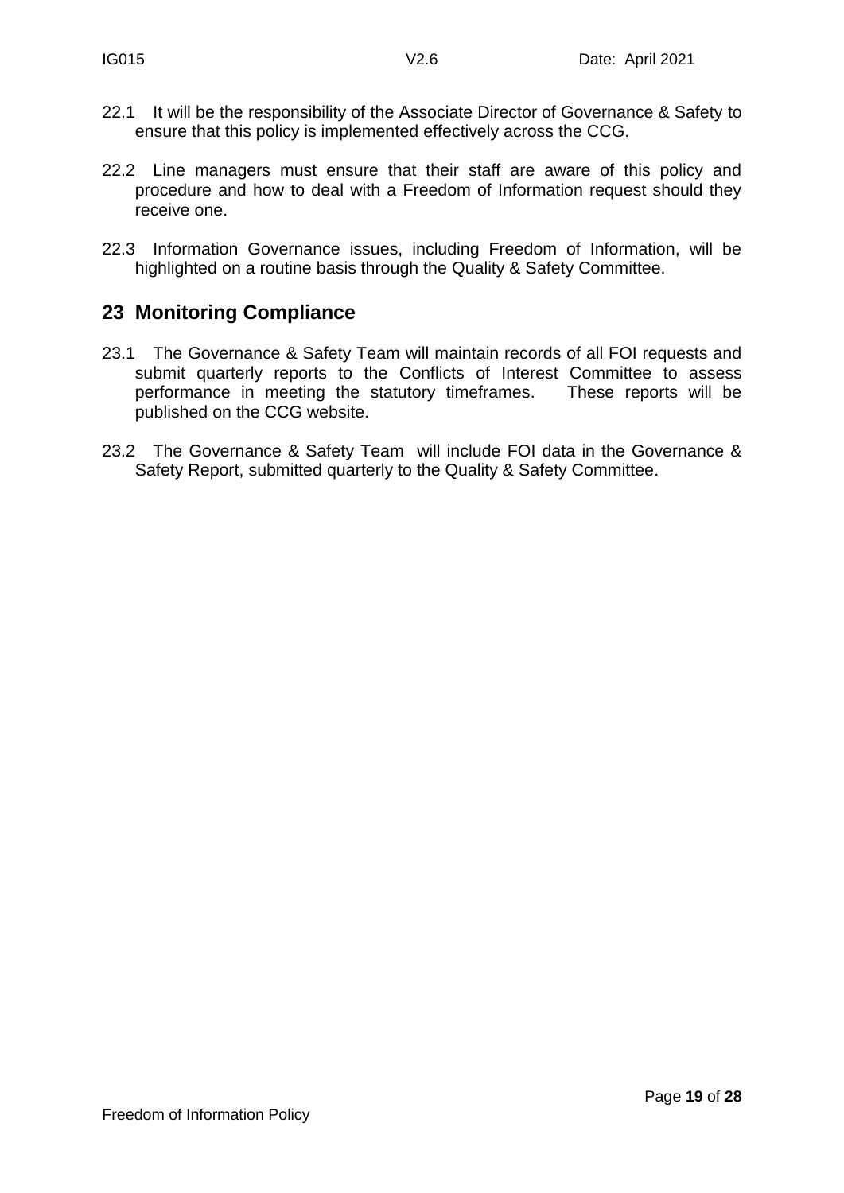22.1 It will be the responsibility of the Associate Director of Governance & Safety to ensure that this policy is implemented effectively across the CCG.

22.2 Line managers must ensure that their staff are aware of this policy and procedure and how to deal with a Freedom of Information request should they receive one.

22.3 Information Governance issues, including Freedom of Information, will be highlighted on a routine basis through the Quality & Safety Committee.

## 23 Monitoring Compliance

23.1 The Governance & Safety Team will maintain records of all FOI requests and submit quarterly reports to the Conflicts of Interest Committee to assess performance in meeting the statutory timeframes. These reports will be published on the CCG website.

23.2 The Governance & Safety Team will include FOI data in the Governance & Safety Report, submitted quarterly to the Quality & Safety Committee.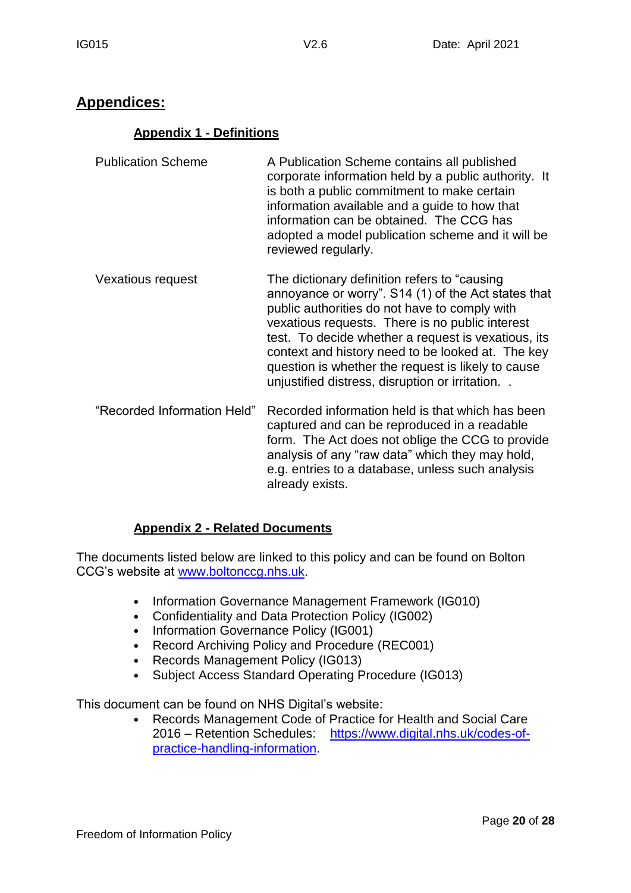## Appendices:

### Appendix 1 - Definitions

| | |
|---|---|
| Publication Scheme | A Publication Scheme contains all published corporate information held by a public authority. It is both a public commitment to make certain information available and a guide to how that information can be obtained. The CCG has adopted a model publication scheme and it will be reviewed regularly. |
| Vexatious request | The dictionary definition refers to "causing annoyance or worry". S14 (1) of the Act states that public authorities do not have to comply with vexatious requests. There is no public interest test. To decide whether a request is vexatious, its context and history need to be looked at. The key question is whether the request is likely to cause unjustified distress, disruption or irritation. . |
| "Recorded Information Held" | Recorded information held is that which has been captured and can be reproduced in a readable form. The Act does not oblige the CCG to provide analysis of any "raw data" which they may hold, e.g. entries to a database, unless such analysis already exists. |

### Appendix 2 - Related Documents

The documents listed below are linked to this policy and can be found on Bolton CCG's website at [www.boltonccg.nhs.uk](www.boltonccg.nhs.uk).

- Information Governance Management Framework (IG010)
- Confidentiality and Data Protection Policy (IG002)
- Information Governance Policy (IG001)
- Record Archiving Policy and Procedure (REC001)
- Records Management Policy (IG013)
- Subject Access Standard Operating Procedure (IG013)

This document can be found on NHS Digital's website:

- Records Management Code of Practice for Health and Social Care 2016 – Retention Schedules: [https://www.digital.nhs.uk/codes-of-practice-handling-information](https://www.digital.nhs.uk/codes-of-practice-handling-information).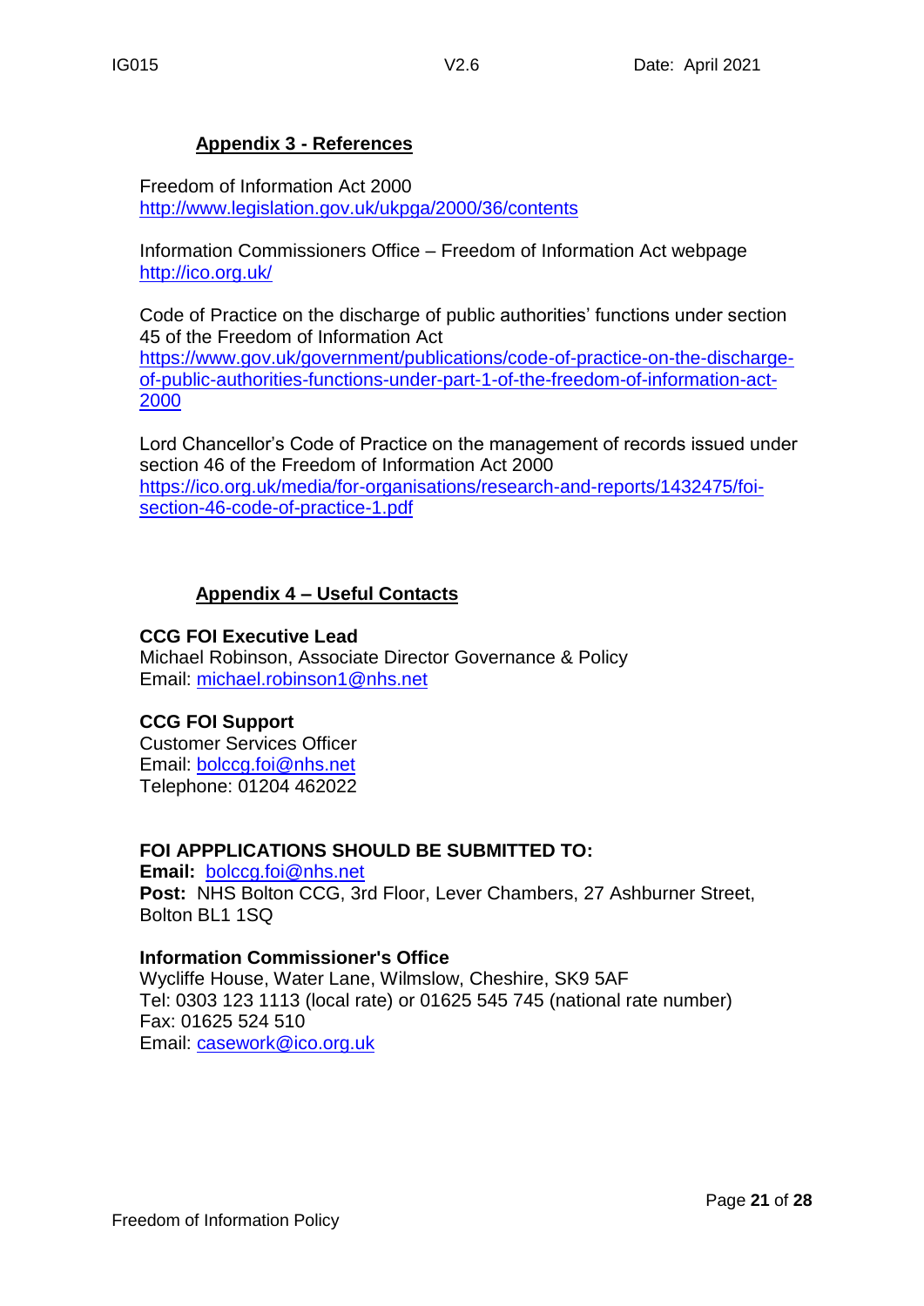## Appendix 3 - References

Freedom of Information Act 2000
http://www.legislation.gov.uk/ukpga/2000/36/contents

Information Commissioners Office – Freedom of Information Act webpage
http://ico.org.uk/

Code of Practice on the discharge of public authorities' functions under section 45 of the Freedom of Information Act
https://www.gov.uk/government/publications/code-of-practice-on-the-discharge-of-public-authorities-functions-under-part-1-of-the-freedom-of-information-act-2000

Lord Chancellor's Code of Practice on the management of records issued under section 46 of the Freedom of Information Act 2000
https://ico.org.uk/media/for-organisations/research-and-reports/1432475/foi-section-46-code-of-practice-1.pdf

## Appendix 4 – Useful Contacts

**CCG FOI Executive Lead**
Michael Robinson, Associate Director Governance & Policy
Email: michael.robinson1@nhs.net

**CCG FOI Support**
Customer Services Officer
Email: bolccg.foi@nhs.net
Telephone: 01204 462022

**FOI APPPLICATIONS SHOULD BE SUBMITTED TO:**
**Email:** bolccg.foi@nhs.net
**Post:** NHS Bolton CCG, 3rd Floor, Lever Chambers, 27 Ashburner Street, Bolton BL1 1SQ

**Information Commissioner's Office**
Wycliffe House, Water Lane, Wilmslow, Cheshire, SK9 5AF
Tel: 0303 123 1113 (local rate) or 01625 545 745 (national rate number)
Fax: 01625 524 510
Email: casework@ico.org.uk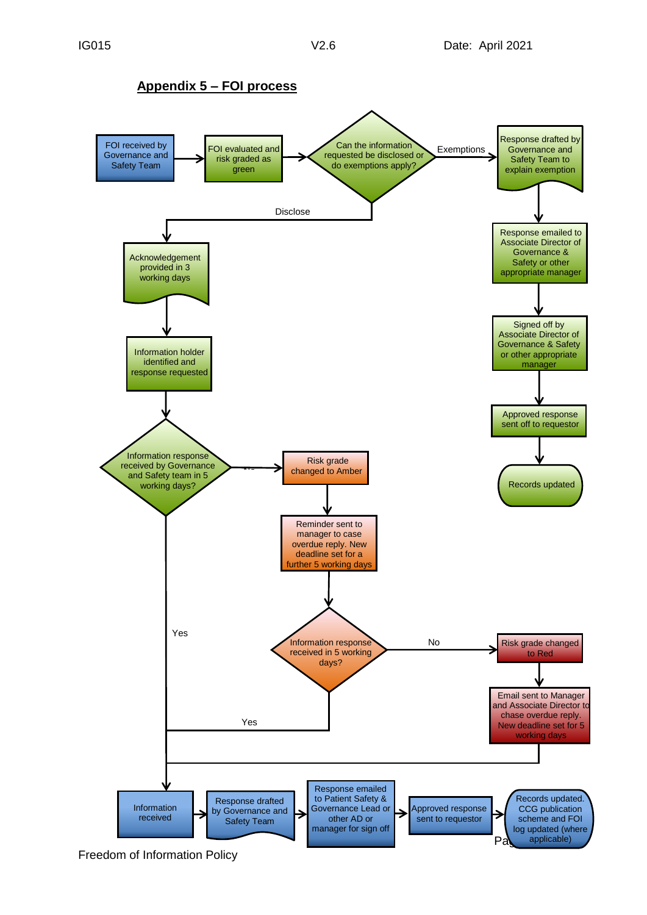## Appendix 5 – FOI process

FOI received by Governance and Safety Team

FOI evaluated and risk graded as green

Can the information requested be disclosed or do exemptions apply?

Exemptions

Response drafted by Governance and Safety Team to explain exemption

Response emailed to Associate Director of Governance & Safety or other appropriate manager

Signed off by Associate Director of Governance & Safety or other appropriate manager

Approved response sent off to requestor

Records updated

Disclose

Acknowledgement provided in 3 working days

Information holder identified and response requested

Information response received by Governance and Safety team in 5 working days?

No

Risk grade changed to Amber

Reminder sent to manager to case overdue reply. New deadline set for a further 5 working days

Information response received in 5 working days?

No

Risk grade changed to Red

Email sent to Manager and Associate Director to chase overdue reply. New deadline set for 5 working days

Yes

Yes

Information received

Response drafted by Governance and Safety Team

Response emailed to Patient Safety & Governance Lead or other AD or manager for sign off

Approved response sent to requestor

Records updated. CCG publication scheme and FOI log updated (where applicable)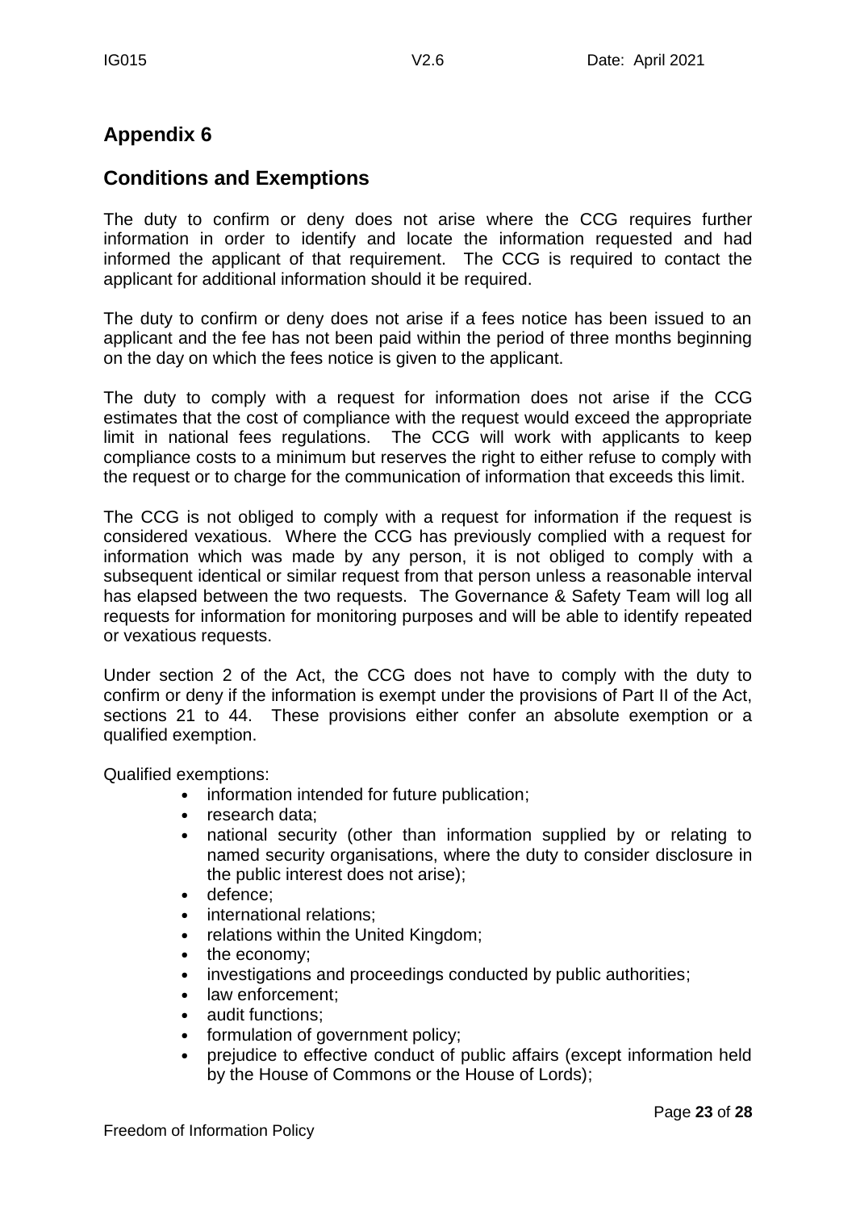## Appendix 6

## Conditions and Exemptions

The duty to confirm or deny does not arise where the CCG requires further information in order to identify and locate the information requested and had informed the applicant of that requirement. The CCG is required to contact the applicant for additional information should it be required.

The duty to confirm or deny does not arise if a fees notice has been issued to an applicant and the fee has not been paid within the period of three months beginning on the day on which the fees notice is given to the applicant.

The duty to comply with a request for information does not arise if the CCG estimates that the cost of compliance with the request would exceed the appropriate limit in national fees regulations. The CCG will work with applicants to keep compliance costs to a minimum but reserves the right to either refuse to comply with the request or to charge for the communication of information that exceeds this limit.

The CCG is not obliged to comply with a request for information if the request is considered vexatious. Where the CCG has previously complied with a request for information which was made by any person, it is not obliged to comply with a subsequent identical or similar request from that person unless a reasonable interval has elapsed between the two requests. The Governance & Safety Team will log all requests for information for monitoring purposes and will be able to identify repeated or vexatious requests.

Under section 2 of the Act, the CCG does not have to comply with the duty to confirm or deny if the information is exempt under the provisions of Part II of the Act, sections 21 to 44. These provisions either confer an absolute exemption or a qualified exemption.

Qualified exemptions:

- information intended for future publication;
- research data;
- national security (other than information supplied by or relating to named security organisations, where the duty to consider disclosure in the public interest does not arise);
- defence;
- international relations;
- relations within the United Kingdom;
- the economy;
- investigations and proceedings conducted by public authorities;
- law enforcement;
- audit functions;
- formulation of government policy;
- prejudice to effective conduct of public affairs (except information held by the House of Commons or the House of Lords);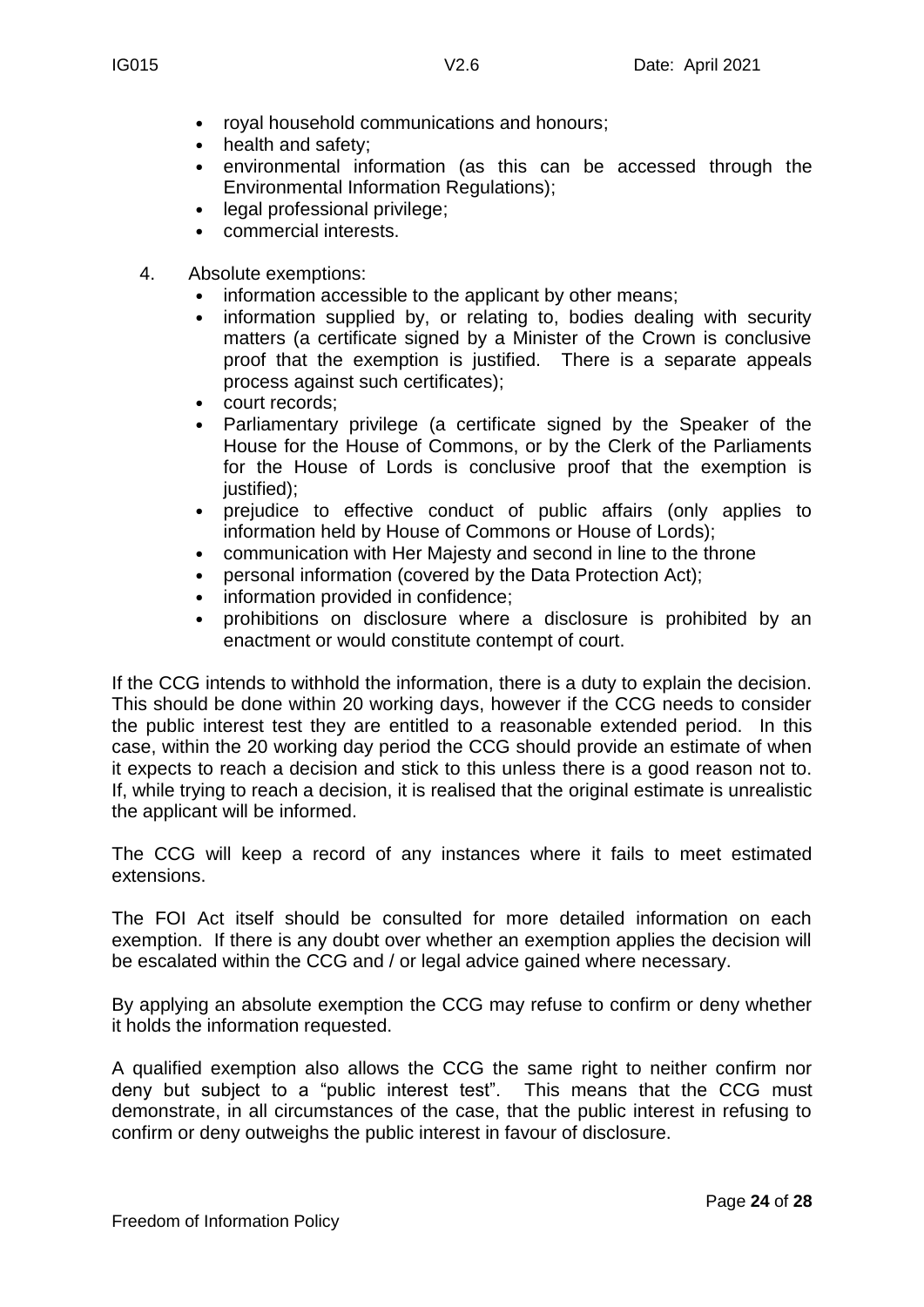- royal household communications and honours;
- health and safety;
- environmental information (as this can be accessed through the Environmental Information Regulations);
- legal professional privilege;
- commercial interests.

4. Absolute exemptions:
    - information accessible to the applicant by other means;
    - information supplied by, or relating to, bodies dealing with security matters (a certificate signed by a Minister of the Crown is conclusive proof that the exemption is justified. There is a separate appeals process against such certificates);
    - court records;
    - Parliamentary privilege (a certificate signed by the Speaker of the House for the House of Commons, or by the Clerk of the Parliaments for the House of Lords is conclusive proof that the exemption is justified);
    - prejudice to effective conduct of public affairs (only applies to information held by House of Commons or House of Lords);
    - communication with Her Majesty and second in line to the throne
    - personal information (covered by the Data Protection Act);
    - information provided in confidence;
    - prohibitions on disclosure where a disclosure is prohibited by an enactment or would constitute contempt of court.

If the CCG intends to withhold the information, there is a duty to explain the decision. This should be done within 20 working days, however if the CCG needs to consider the public interest test they are entitled to a reasonable extended period. In this case, within the 20 working day period the CCG should provide an estimate of when it expects to reach a decision and stick to this unless there is a good reason not to. If, while trying to reach a decision, it is realised that the original estimate is unrealistic the applicant will be informed.

The CCG will keep a record of any instances where it fails to meet estimated extensions.

The FOI Act itself should be consulted for more detailed information on each exemption. If there is any doubt over whether an exemption applies the decision will be escalated within the CCG and / or legal advice gained where necessary.

By applying an absolute exemption the CCG may refuse to confirm or deny whether it holds the information requested.

A qualified exemption also allows the CCG the same right to neither confirm nor deny but subject to a "public interest test". This means that the CCG must demonstrate, in all circumstances of the case, that the public interest in refusing to confirm or deny outweighs the public interest in favour of disclosure.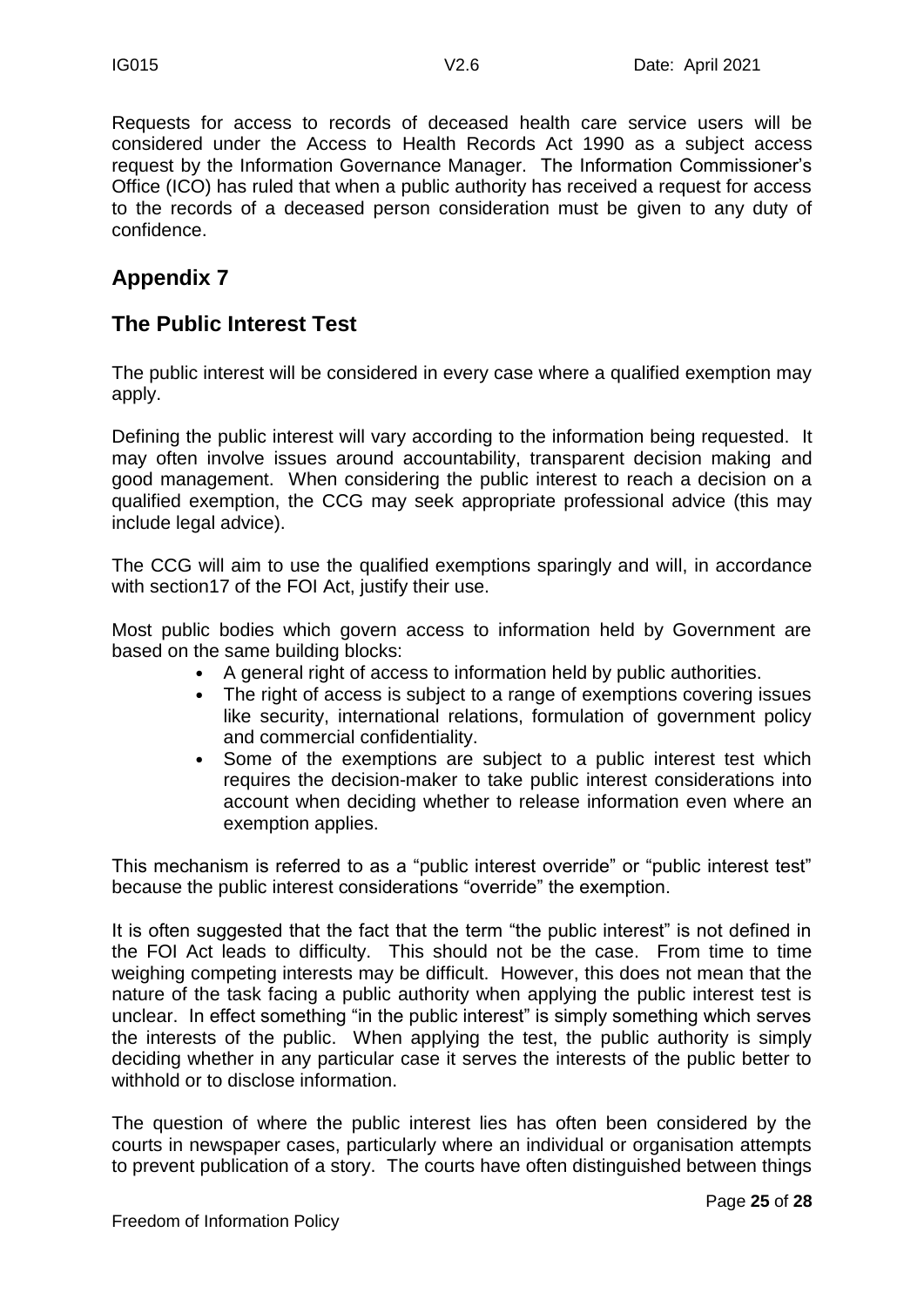Requests for access to records of deceased health care service users will be considered under the Access to Health Records Act 1990 as a subject access request by the Information Governance Manager. The Information Commissioner's Office (ICO) has ruled that when a public authority has received a request for access to the records of a deceased person consideration must be given to any duty of confidence.

## Appendix 7

## The Public Interest Test

The public interest will be considered in every case where a qualified exemption may apply.

Defining the public interest will vary according to the information being requested. It may often involve issues around accountability, transparent decision making and good management. When considering the public interest to reach a decision on a qualified exemption, the CCG may seek appropriate professional advice (this may include legal advice).

The CCG will aim to use the qualified exemptions sparingly and will, in accordance with section17 of the FOI Act, justify their use.

Most public bodies which govern access to information held by Government are based on the same building blocks:

- A general right of access to information held by public authorities.
- The right of access is subject to a range of exemptions covering issues like security, international relations, formulation of government policy and commercial confidentiality.
- Some of the exemptions are subject to a public interest test which requires the decision-maker to take public interest considerations into account when deciding whether to release information even where an exemption applies.

This mechanism is referred to as a "public interest override" or "public interest test" because the public interest considerations "override" the exemption.

It is often suggested that the fact that the term "the public interest" is not defined in the FOI Act leads to difficulty. This should not be the case. From time to time weighing competing interests may be difficult. However, this does not mean that the nature of the task facing a public authority when applying the public interest test is unclear. In effect something "in the public interest" is simply something which serves the interests of the public. When applying the test, the public authority is simply deciding whether in any particular case it serves the interests of the public better to withhold or to disclose information.

The question of where the public interest lies has often been considered by the courts in newspaper cases, particularly where an individual or organisation attempts to prevent publication of a story. The courts have often distinguished between things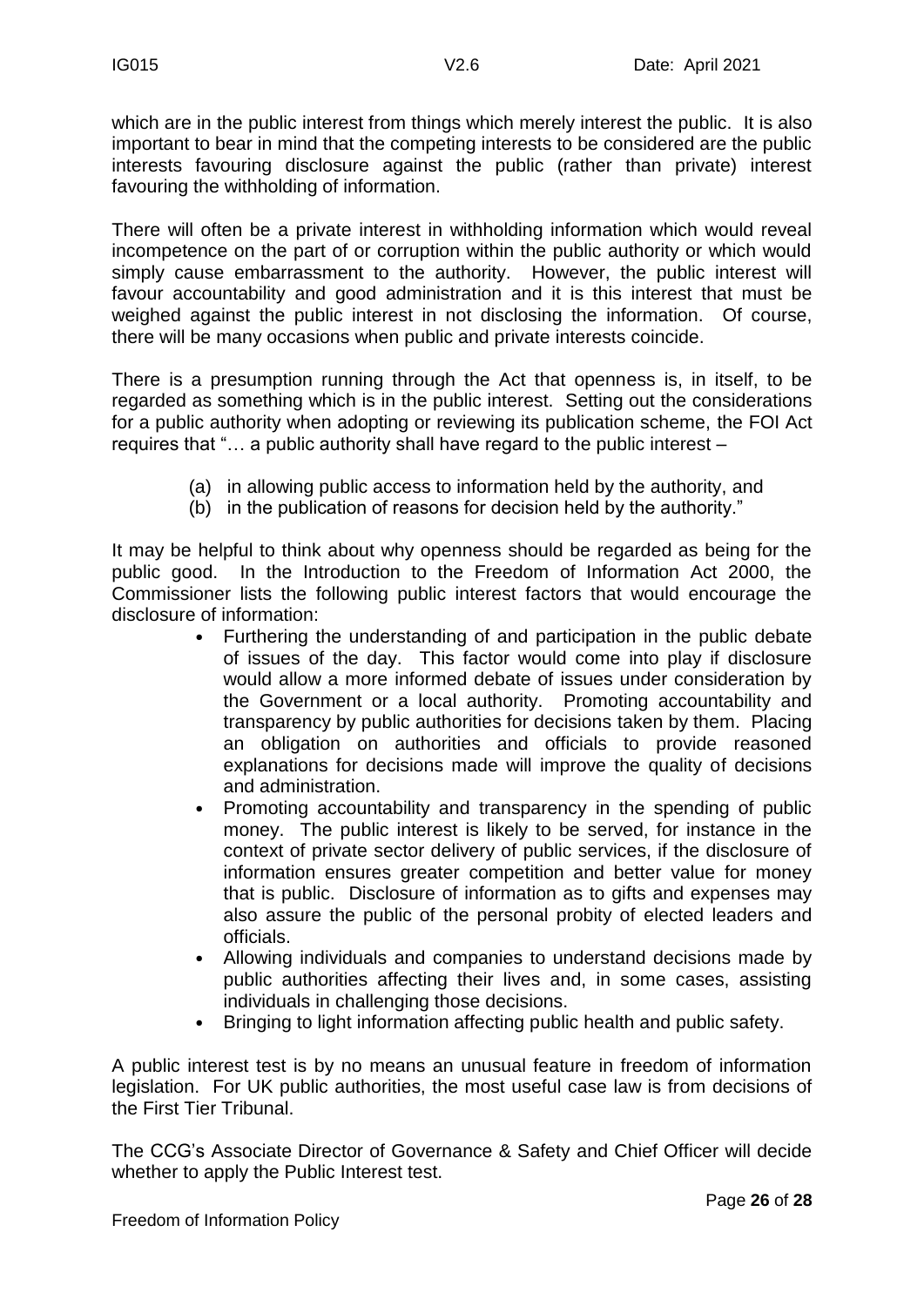which are in the public interest from things which merely interest the public. It is also important to bear in mind that the competing interests to be considered are the public interests favouring disclosure against the public (rather than private) interest favouring the withholding of information.

There will often be a private interest in withholding information which would reveal incompetence on the part of or corruption within the public authority or which would simply cause embarrassment to the authority. However, the public interest will favour accountability and good administration and it is this interest that must be weighed against the public interest in not disclosing the information. Of course, there will be many occasions when public and private interests coincide.

There is a presumption running through the Act that openness is, in itself, to be regarded as something which is in the public interest. Setting out the considerations for a public authority when adopting or reviewing its publication scheme, the FOI Act requires that "… a public authority shall have regard to the public interest –

(a) in allowing public access to information held by the authority, and
(b) in the publication of reasons for decision held by the authority."

It may be helpful to think about why openness should be regarded as being for the public good. In the Introduction to the Freedom of Information Act 2000, the Commissioner lists the following public interest factors that would encourage the disclosure of information:

- Furthering the understanding of and participation in the public debate of issues of the day. This factor would come into play if disclosure would allow a more informed debate of issues under consideration by the Government or a local authority. Promoting accountability and transparency by public authorities for decisions taken by them. Placing an obligation on authorities and officials to provide reasoned explanations for decisions made will improve the quality of decisions and administration.
- Promoting accountability and transparency in the spending of public money. The public interest is likely to be served, for instance in the context of private sector delivery of public services, if the disclosure of information ensures greater competition and better value for money that is public. Disclosure of information as to gifts and expenses may also assure the public of the personal probity of elected leaders and officials.
- Allowing individuals and companies to understand decisions made by public authorities affecting their lives and, in some cases, assisting individuals in challenging those decisions.
- Bringing to light information affecting public health and public safety.

A public interest test is by no means an unusual feature in freedom of information legislation. For UK public authorities, the most useful case law is from decisions of the First Tier Tribunal.

The CCG's Associate Director of Governance & Safety and Chief Officer will decide whether to apply the Public Interest test.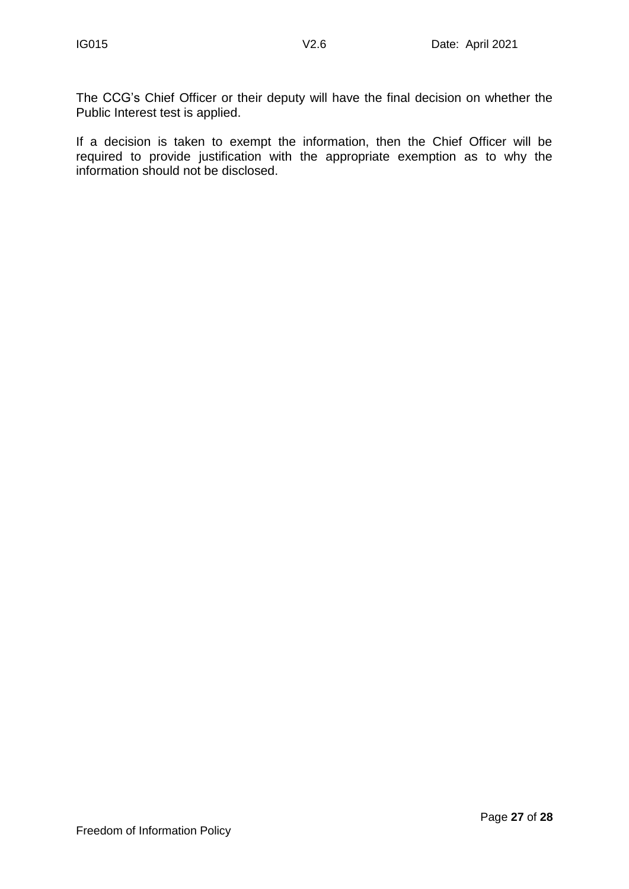The CCG's Chief Officer or their deputy will have the final decision on whether the Public Interest test is applied.

If a decision is taken to exempt the information, then the Chief Officer will be required to provide justification with the appropriate exemption as to why the information should not be disclosed.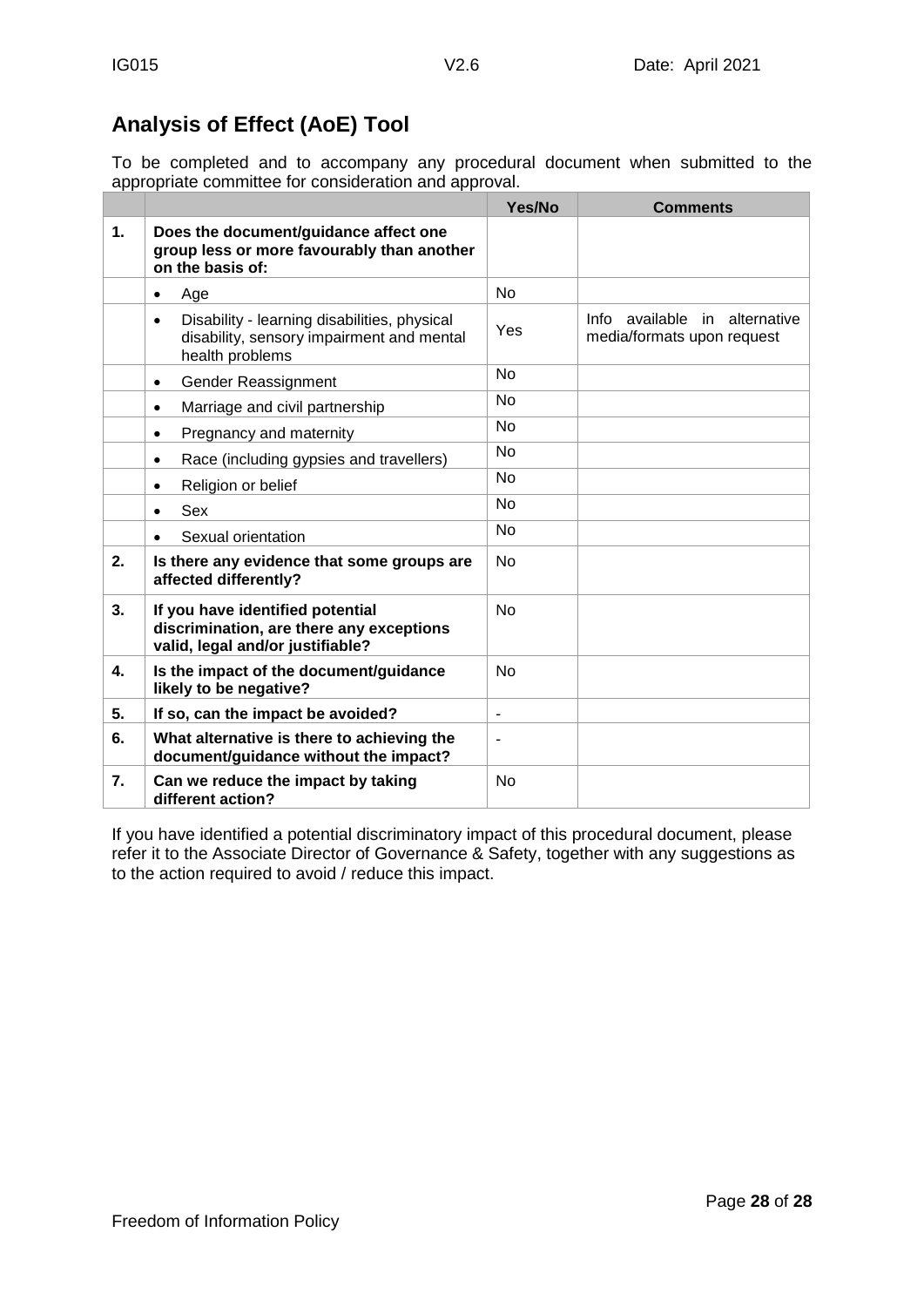## Analysis of Effect (AoE) Tool

To be completed and to accompany any procedural document when submitted to the appropriate committee for consideration and approval.

| | | Yes/No | Comments |
|---|---|---|---|
| **1.** | **Does the document/guidance affect one group less or more favourably than another on the basis of:** | | |
| | • Age | No | |
| | • Disability - learning disabilities, physical disability, sensory impairment and mental health problems | Yes | Info available in alternative media/formats upon request |
| | • Gender Reassignment | No | |
| | • Marriage and civil partnership | No | |
| | • Pregnancy and maternity | No | |
| | • Race (including gypsies and travellers) | No | |
| | • Religion or belief | No | |
| | • Sex | No | |
| | • Sexual orientation | No | |
| **2.** | **Is there any evidence that some groups are affected differently?** | No | |
| **3.** | **If you have identified potential discrimination, are there any exceptions valid, legal and/or justifiable?** | No | |
| **4.** | **Is the impact of the document/guidance likely to be negative?** | No | |
| **5.** | **If so, can the impact be avoided?** | - | |
| **6.** | **What alternative is there to achieving the document/guidance without the impact?** | - | |
| **7.** | **Can we reduce the impact by taking different action?** | No | |

If you have identified a potential discriminatory impact of this procedural document, please refer it to the Associate Director of Governance & Safety, together with any suggestions as to the action required to avoid / reduce this impact.